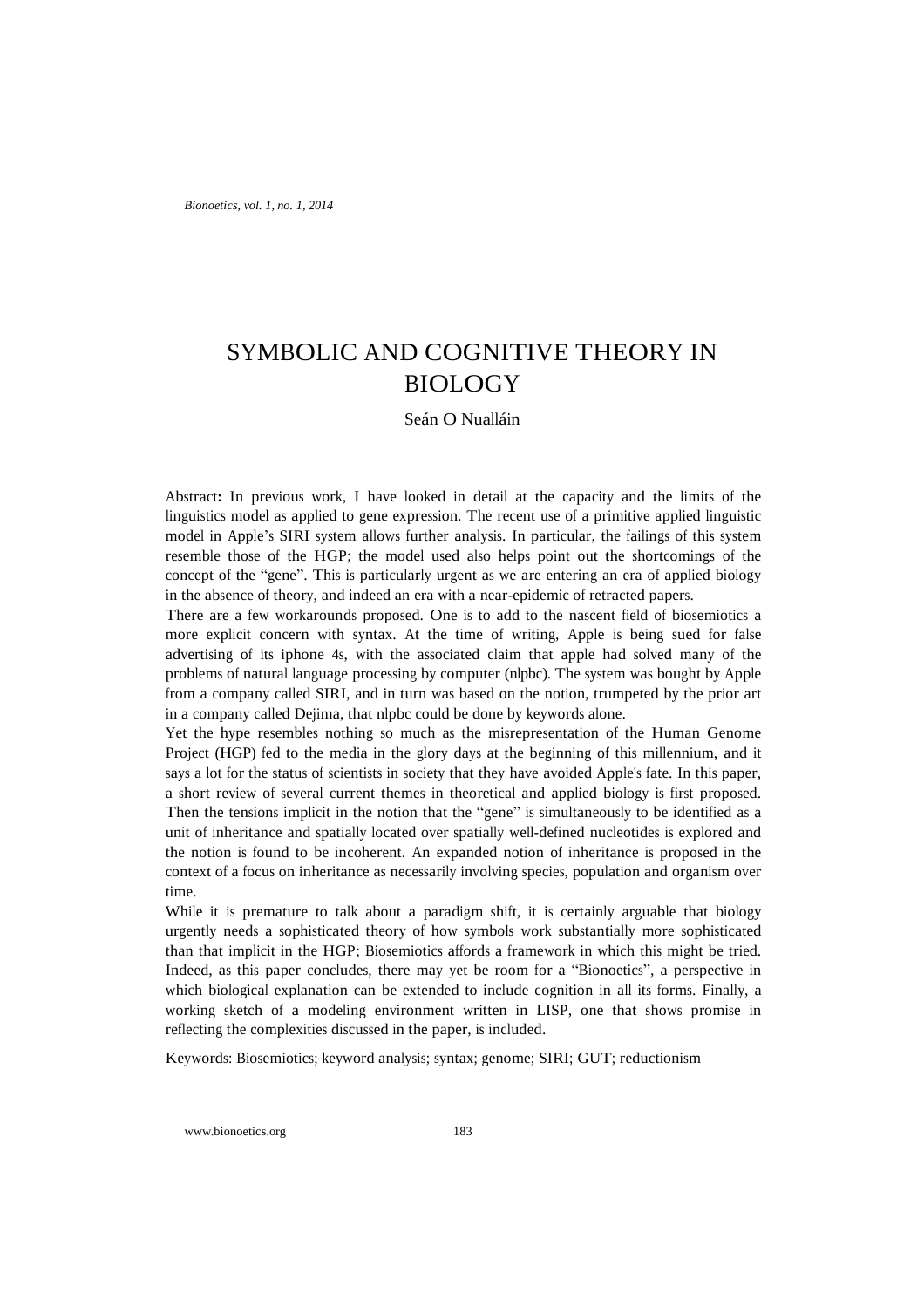# SYMBOLIC AND COGNITIVE THEORY IN BIOLOGY

Seán O Nualláin

Abstract**:** In previous work, I have looked in detail at the capacity and the limits of the linguistics model as applied to gene expression. The recent use of a primitive applied linguistic model in Apple's SIRI system allows further analysis. In particular, the failings of this system resemble those of the HGP; the model used also helps point out the shortcomings of the concept of the "gene". This is particularly urgent as we are entering an era of applied biology in the absence of theory, and indeed an era with a near-epidemic of retracted papers.

There are a few workarounds proposed. One is to add to the nascent field of biosemiotics a more explicit concern with syntax. At the time of writing, Apple is being sued for false advertising of its iphone 4s, with the associated claim that apple had solved many of the problems of natural language processing by computer (nlpbc). The system was bought by Apple from a company called SIRI, and in turn was based on the notion, trumpeted by the prior art in a company called Dejima, that nlpbc could be done by keywords alone.

Yet the hype resembles nothing so much as the misrepresentation of the Human Genome Project (HGP) fed to the media in the glory days at the beginning of this millennium, and it says a lot for the status of scientists in society that they have avoided Apple's fate. In this paper, a short review of several current themes in theoretical and applied biology is first proposed. Then the tensions implicit in the notion that the "gene" is simultaneously to be identified as a unit of inheritance and spatially located over spatially well-defined nucleotides is explored and the notion is found to be incoherent. An expanded notion of inheritance is proposed in the context of a focus on inheritance as necessarily involving species, population and organism over time.

While it is premature to talk about a paradigm shift, it is certainly arguable that biology urgently needs a sophisticated theory of how symbols work substantially more sophisticated than that implicit in the HGP; Biosemiotics affords a framework in which this might be tried. Indeed, as this paper concludes, there may yet be room for a "Bionoetics", a perspective in which biological explanation can be extended to include cognition in all its forms. Finally, a working sketch of a modeling environment written in LISP, one that shows promise in reflecting the complexities discussed in the paper, is included.

Keywords: Biosemiotics; keyword analysis; syntax; genome; SIRI; GUT; reductionism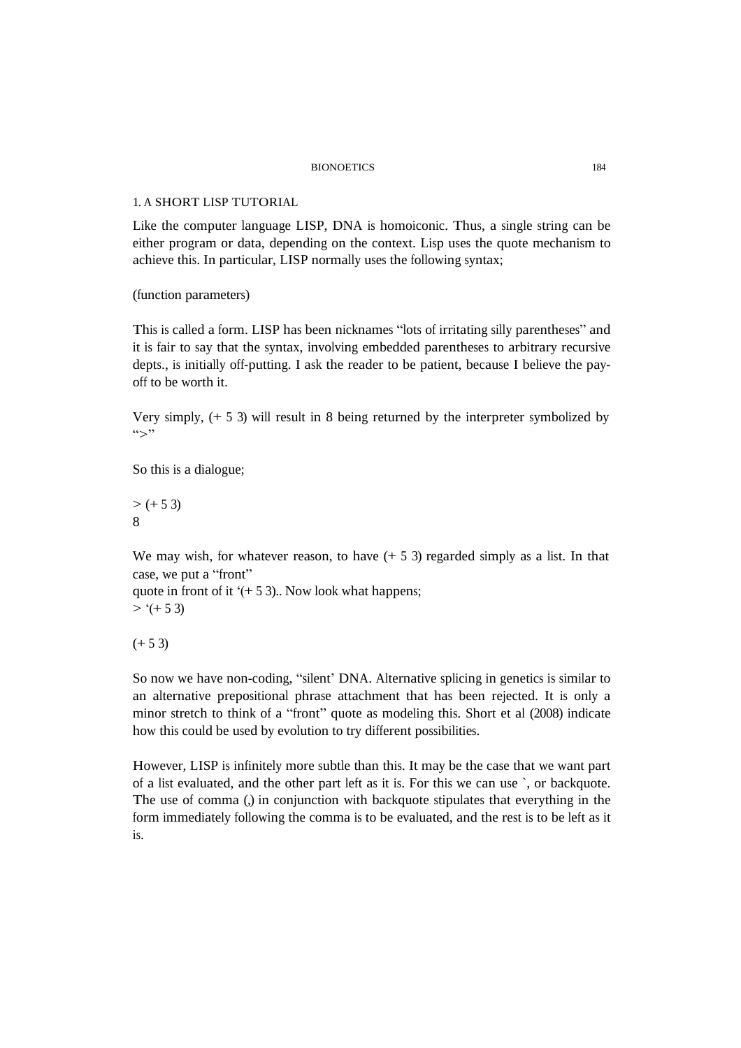## 1. A SHORT LISP TUTORIAL

Like the computer language LISP, DNA is homoiconic. Thus, a single string can be either program or data, depending on the context. Lisp uses the quote mechanism to achieve this. In particular, LISP normally uses the following syntax;

(function parameters)

This is called a form. LISP has been nicknames "lots of irritating silly parentheses" and it is fair to say that the syntax, involving embedded parentheses to arbitrary recursive depts., is initially off-putting. I ask the reader to be patient, because I believe the pay-off to be worth it.

Very simply, (+ 5 3) will result in 8 being returned by the interpreter symbolized by ">"

So this is a dialogue;

```
> (+ 5 3)
8
```

We may wish, for whatever reason, to have (+ 5 3) regarded simply as a list. In that case, we put a "front"
quote in front of it '(+ 5 3).. Now look what happens;

```
> '(+ 5 3)

(+ 5 3)
```

So now we have non-coding, "silent' DNA. Alternative splicing in genetics is similar to an alternative prepositional phrase attachment that has been rejected. It is only a minor stretch to think of a "front" quote as modeling this. Short et al (2008) indicate how this could be used by evolution to try different possibilities.

However, LISP is infinitely more subtle than this. It may be the case that we want part of a list evaluated, and the other part left as it is. For this we can use `, or backquote. The use of comma (,) in conjunction with backquote stipulates that everything in the form immediately following the comma is to be evaluated, and the rest is to be left as it is.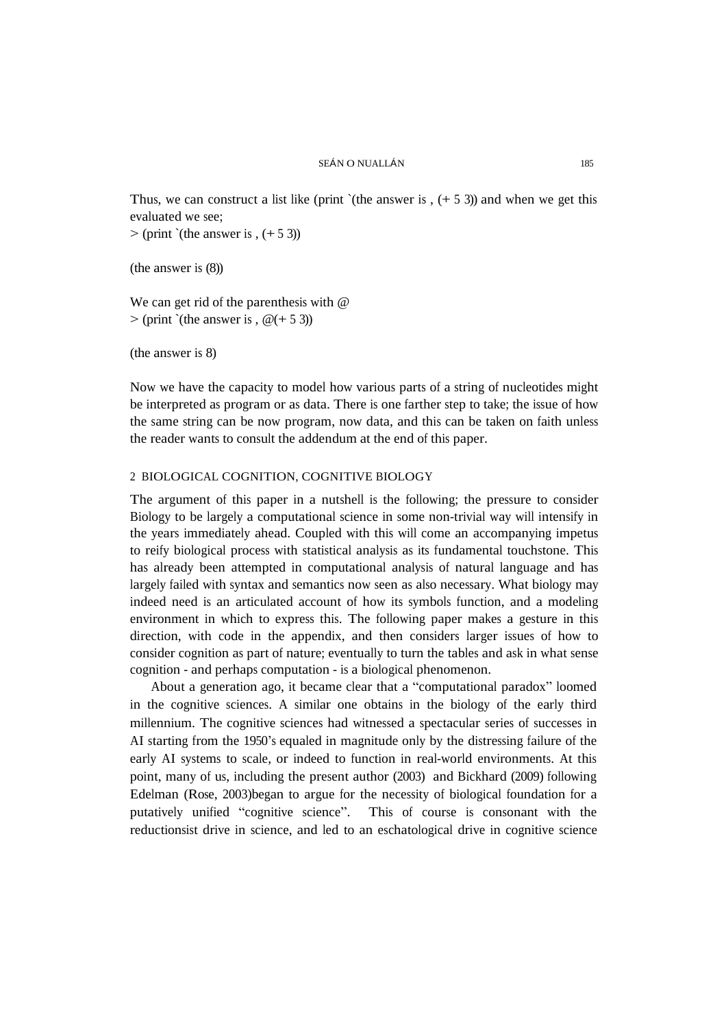Thus, we can construct a list like (print `(the answer is , (+ 5 3)) and when we get this evaluated we see;

```
> (print `(the answer is , (+ 5 3))

(the answer is (8))
```

We can get rid of the parenthesis with @

```
> (print `(the answer is , @(+ 5 3))

(the answer is 8)
```

Now we have the capacity to model how various parts of a string of nucleotides might be interpreted as program or as data. There is one farther step to take; the issue of how the same string can be now program, now data, and this can be taken on faith unless the reader wants to consult the addendum at the end of this paper.

## 2 BIOLOGICAL COGNITION, COGNITIVE BIOLOGY

The argument of this paper in a nutshell is the following; the pressure to consider Biology to be largely a computational science in some non-trivial way will intensify in the years immediately ahead. Coupled with this will come an accompanying impetus to reify biological process with statistical analysis as its fundamental touchstone. This has already been attempted in computational analysis of natural language and has largely failed with syntax and semantics now seen as also necessary. What biology may indeed need is an articulated account of how its symbols function, and a modeling environment in which to express this. The following paper makes a gesture in this direction, with code in the appendix, and then considers larger issues of how to consider cognition as part of nature; eventually to turn the tables and ask in what sense cognition - and perhaps computation - is a biological phenomenon.

About a generation ago, it became clear that a "computational paradox" loomed in the cognitive sciences. A similar one obtains in the biology of the early third millennium. The cognitive sciences had witnessed a spectacular series of successes in AI starting from the 1950's equaled in magnitude only by the distressing failure of the early AI systems to scale, or indeed to function in real-world environments. At this point, many of us, including the present author (2003) and Bickhard (2009) following Edelman (Rose, 2003)began to argue for the necessity of biological foundation for a putatively unified "cognitive science". This of course is consonant with the reductionsist drive in science, and led to an eschatological drive in cognitive science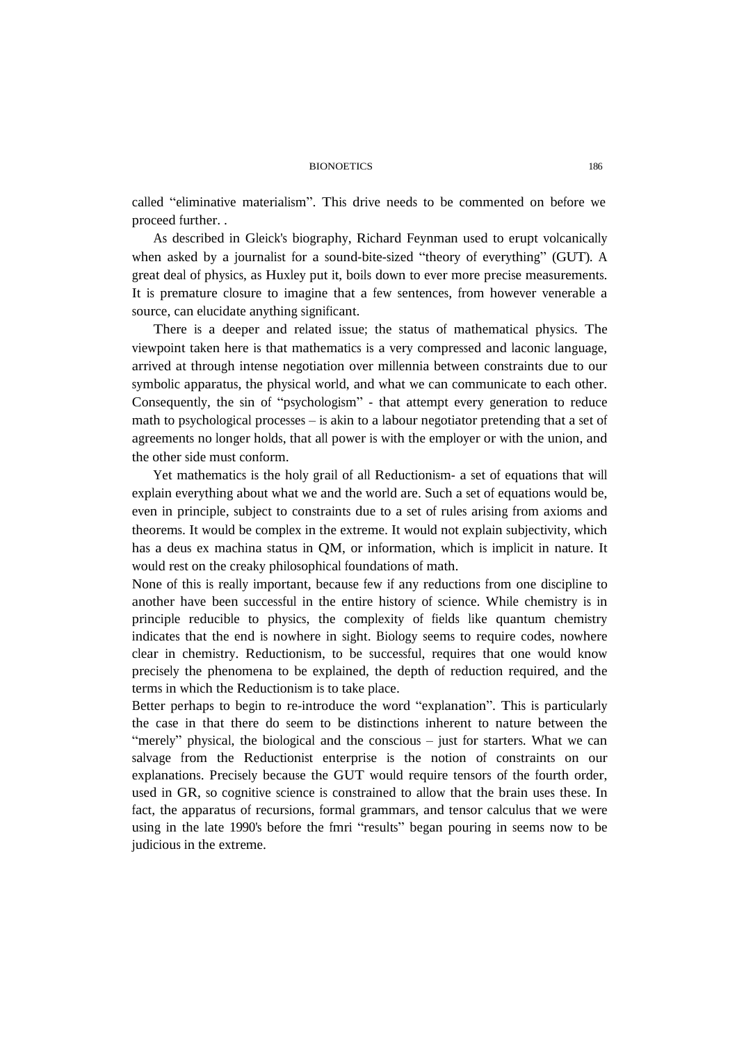called “eliminative materialism”. This drive needs to be commented on before we proceed further. .

As described in Gleick's biography, Richard Feynman used to erupt volcanically when asked by a journalist for a sound-bite-sized “theory of everything” (GUT). A great deal of physics, as Huxley put it, boils down to ever more precise measurements. It is premature closure to imagine that a few sentences, from however venerable a source, can elucidate anything significant.

There is a deeper and related issue; the status of mathematical physics. The viewpoint taken here is that mathematics is a very compressed and laconic language, arrived at through intense negotiation over millennia between constraints due to our symbolic apparatus, the physical world, and what we can communicate to each other. Consequently, the sin of “psychologism” - that attempt every generation to reduce math to psychological processes – is akin to a labour negotiator pretending that a set of agreements no longer holds, that all power is with the employer or with the union, and the other side must conform.

Yet mathematics is the holy grail of all Reductionism- a set of equations that will explain everything about what we and the world are. Such a set of equations would be, even in principle, subject to constraints due to a set of rules arising from axioms and theorems. It would be complex in the extreme. It would not explain subjectivity, which has a deus ex machina status in QM, or information, which is implicit in nature. It would rest on the creaky philosophical foundations of math.

None of this is really important, because few if any reductions from one discipline to another have been successful in the entire history of science. While chemistry is in principle reducible to physics, the complexity of fields like quantum chemistry indicates that the end is nowhere in sight. Biology seems to require codes, nowhere clear in chemistry. Reductionism, to be successful, requires that one would know precisely the phenomena to be explained, the depth of reduction required, and the terms in which the Reductionism is to take place.

Better perhaps to begin to re-introduce the word “explanation”. This is particularly the case in that there do seem to be distinctions inherent to nature between the “merely” physical, the biological and the conscious – just for starters. What we can salvage from the Reductionist enterprise is the notion of constraints on our explanations. Precisely because the GUT would require tensors of the fourth order, used in GR, so cognitive science is constrained to allow that the brain uses these. In fact, the apparatus of recursions, formal grammars, and tensor calculus that we were using in the late 1990's before the fmri “results” began pouring in seems now to be judicious in the extreme.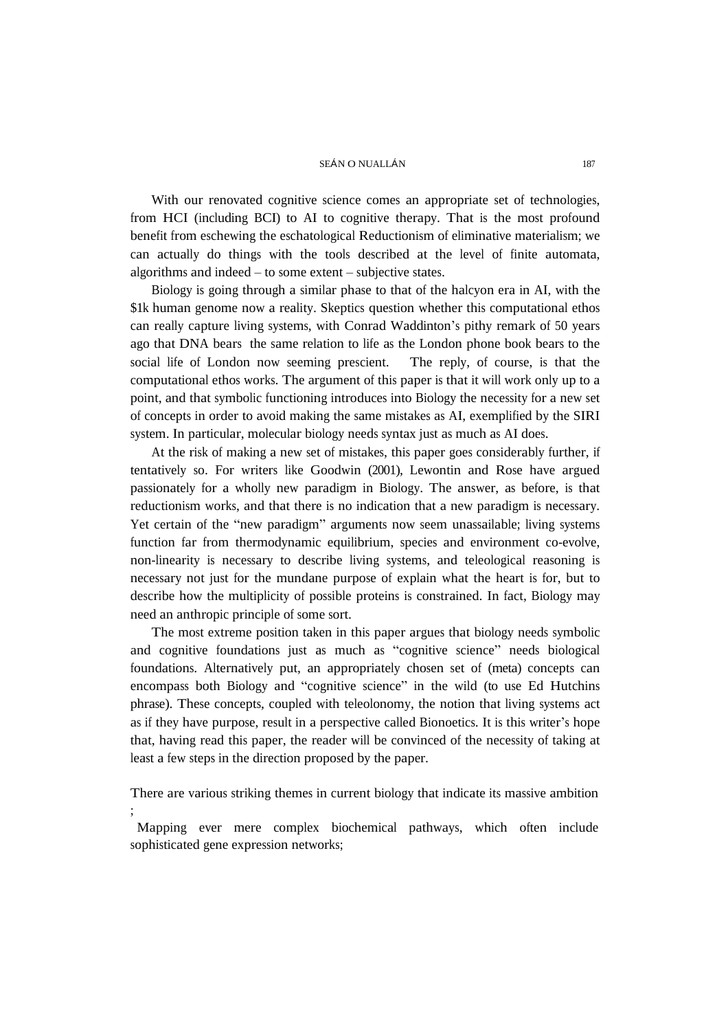With our renovated cognitive science comes an appropriate set of technologies, from HCI (including BCI) to AI to cognitive therapy. That is the most profound benefit from eschewing the eschatological Reductionism of eliminative materialism; we can actually do things with the tools described at the level of finite automata, algorithms and indeed – to some extent – subjective states.

Biology is going through a similar phase to that of the halcyon era in AI, with the $1k human genome now a reality. Skeptics question whether this computational ethos can really capture living systems, with Conrad Waddinton's pithy remark of 50 years ago that DNA bears the same relation to life as the London phone book bears to the social life of London now seeming prescient. The reply, of course, is that the computational ethos works. The argument of this paper is that it will work only up to a point, and that symbolic functioning introduces into Biology the necessity for a new set of concepts in order to avoid making the same mistakes as AI, exemplified by the SIRI system. In particular, molecular biology needs syntax just as much as AI does.

At the risk of making a new set of mistakes, this paper goes considerably further, if tentatively so. For writers like Goodwin (2001), Lewontin and Rose have argued passionately for a wholly new paradigm in Biology. The answer, as before, is that reductionism works, and that there is no indication that a new paradigm is necessary. Yet certain of the "new paradigm" arguments now seem unassailable; living systems function far from thermodynamic equilibrium, species and environment co-evolve, non-linearity is necessary to describe living systems, and teleological reasoning is necessary not just for the mundane purpose of explain what the heart is for, but to describe how the multiplicity of possible proteins is constrained. In fact, Biology may need an anthropic principle of some sort.

The most extreme position taken in this paper argues that biology needs symbolic and cognitive foundations just as much as "cognitive science" needs biological foundations. Alternatively put, an appropriately chosen set of (meta) concepts can encompass both Biology and "cognitive science" in the wild (to use Ed Hutchins phrase). These concepts, coupled with teleolonomy, the notion that living systems act as if they have purpose, result in a perspective called Bionoetics. It is this writer's hope that, having read this paper, the reader will be convinced of the necessity of taking at least a few steps in the direction proposed by the paper.

There are various striking themes in current biology that indicate its massive ambition ;

Mapping ever mere complex biochemical pathways, which often include sophisticated gene expression networks;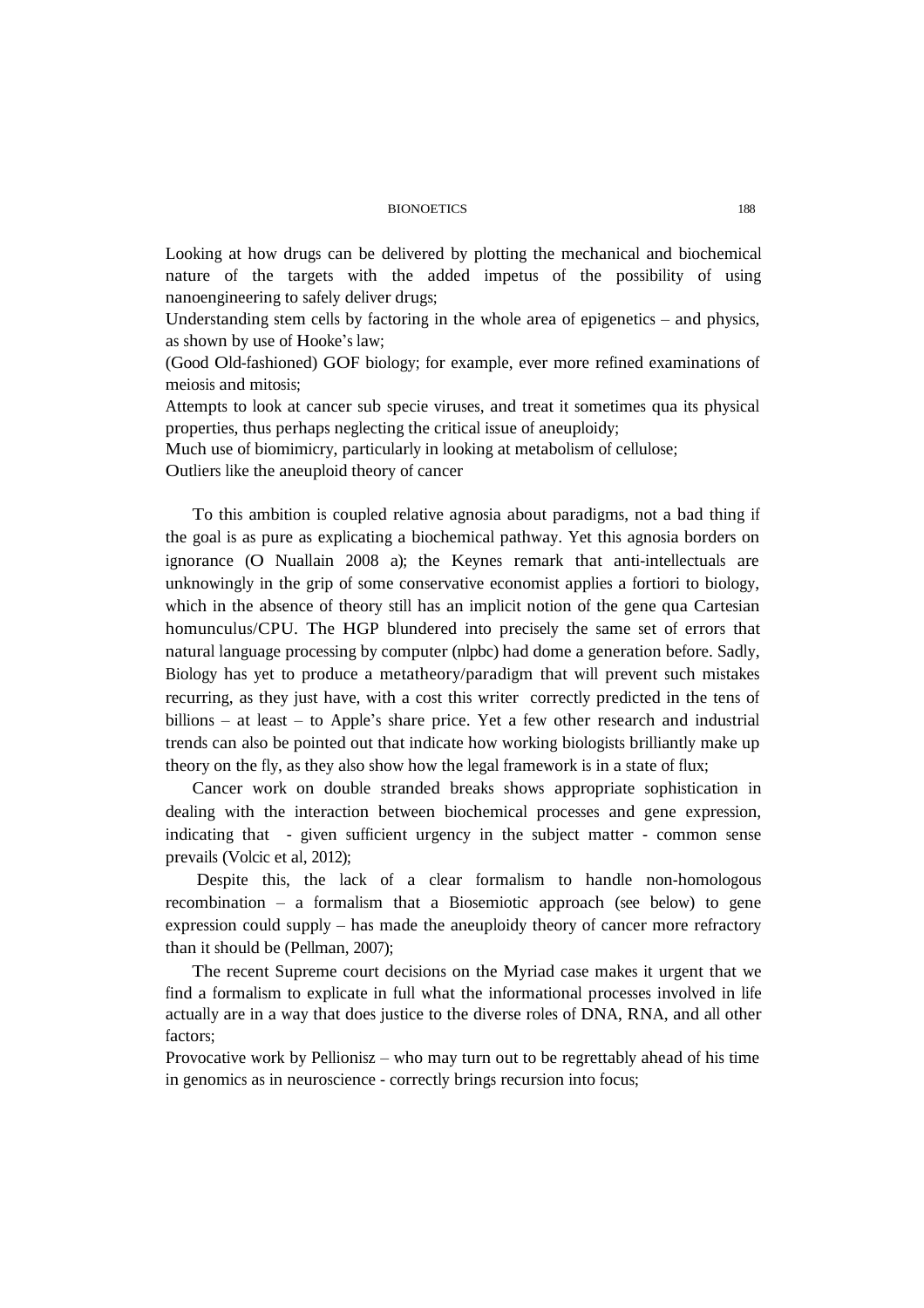Looking at how drugs can be delivered by plotting the mechanical and biochemical nature of the targets with the added impetus of the possibility of using nanoengineering to safely deliver drugs;

Understanding stem cells by factoring in the whole area of epigenetics – and physics, as shown by use of Hooke's law;

(Good Old-fashioned) GOF biology; for example, ever more refined examinations of meiosis and mitosis;

Attempts to look at cancer sub specie viruses, and treat it sometimes qua its physical properties, thus perhaps neglecting the critical issue of aneuploidy;

Much use of biomimicry, particularly in looking at metabolism of cellulose;

Outliers like the aneuploid theory of cancer

To this ambition is coupled relative agnosia about paradigms, not a bad thing if the goal is as pure as explicating a biochemical pathway. Yet this agnosia borders on ignorance (O Nuallain 2008 a); the Keynes remark that anti-intellectuals are unknowingly in the grip of some conservative economist applies a fortiori to biology, which in the absence of theory still has an implicit notion of the gene qua Cartesian homunculus/CPU. The HGP blundered into precisely the same set of errors that natural language processing by computer (nlpbc) had dome a generation before. Sadly, Biology has yet to produce a metatheory/paradigm that will prevent such mistakes recurring, as they just have, with a cost this writer correctly predicted in the tens of billions – at least – to Apple's share price. Yet a few other research and industrial trends can also be pointed out that indicate how working biologists brilliantly make up theory on the fly, as they also show how the legal framework is in a state of flux;

Cancer work on double stranded breaks shows appropriate sophistication in dealing with the interaction between biochemical processes and gene expression, indicating that - given sufficient urgency in the subject matter - common sense prevails (Volcic et al, 2012);

Despite this, the lack of a clear formalism to handle non-homologous recombination – a formalism that a Biosemiotic approach (see below) to gene expression could supply – has made the aneuploidy theory of cancer more refractory than it should be (Pellman, 2007);

The recent Supreme court decisions on the Myriad case makes it urgent that we find a formalism to explicate in full what the informational processes involved in life actually are in a way that does justice to the diverse roles of DNA, RNA, and all other factors;

Provocative work by Pellionisz – who may turn out to be regrettably ahead of his time in genomics as in neuroscience - correctly brings recursion into focus;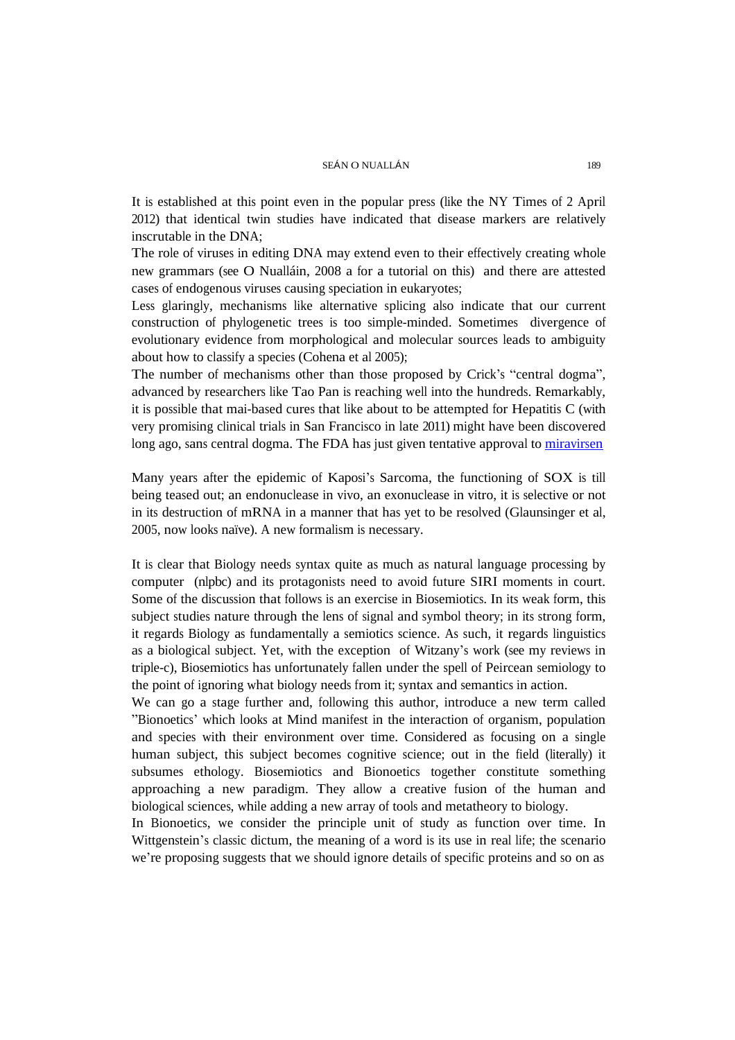It is established at this point even in the popular press (like the NY Times of 2 April 2012) that identical twin studies have indicated that disease markers are relatively inscrutable in the DNA;

The role of viruses in editing DNA may extend even to their effectively creating whole new grammars (see O Nualláin, 2008 a for a tutorial on this) and there are attested cases of endogenous viruses causing speciation in eukaryotes;

Less glaringly, mechanisms like alternative splicing also indicate that our current construction of phylogenetic trees is too simple-minded. Sometimes divergence of evolutionary evidence from morphological and molecular sources leads to ambiguity about how to classify a species (Cohena et al 2005);

The number of mechanisms other than those proposed by Crick's "central dogma", advanced by researchers like Tao Pan is reaching well into the hundreds. Remarkably, it is possible that mai-based cures that like about to be attempted for Hepatitis C (with very promising clinical trials in San Francisco in late 2011) might have been discovered long ago, sans central dogma. The FDA has just given tentative approval to miravirsen

Many years after the epidemic of Kaposi's Sarcoma, the functioning of SOX is till being teased out; an endonuclease in vivo, an exonuclease in vitro, it is selective or not in its destruction of mRNA in a manner that has yet to be resolved (Glaunsinger et al, 2005, now looks naïve). A new formalism is necessary.

It is clear that Biology needs syntax quite as much as natural language processing by computer (nlpbc) and its protagonists need to avoid future SIRI moments in court. Some of the discussion that follows is an exercise in Biosemiotics. In its weak form, this subject studies nature through the lens of signal and symbol theory; in its strong form, it regards Biology as fundamentally a semiotics science. As such, it regards linguistics as a biological subject. Yet, with the exception of Witzany's work (see my reviews in triple-c), Biosemiotics has unfortunately fallen under the spell of Peircean semiology to the point of ignoring what biology needs from it; syntax and semantics in action.

We can go a stage further and, following this author, introduce a new term called "Bionoetics' which looks at Mind manifest in the interaction of organism, population and species with their environment over time. Considered as focusing on a single human subject, this subject becomes cognitive science; out in the field (literally) it subsumes ethology. Biosemiotics and Bionoetics together constitute something approaching a new paradigm. They allow a creative fusion of the human and biological sciences, while adding a new array of tools and metatheory to biology.

In Bionoetics, we consider the principle unit of study as function over time. In Wittgenstein's classic dictum, the meaning of a word is its use in real life; the scenario we're proposing suggests that we should ignore details of specific proteins and so on as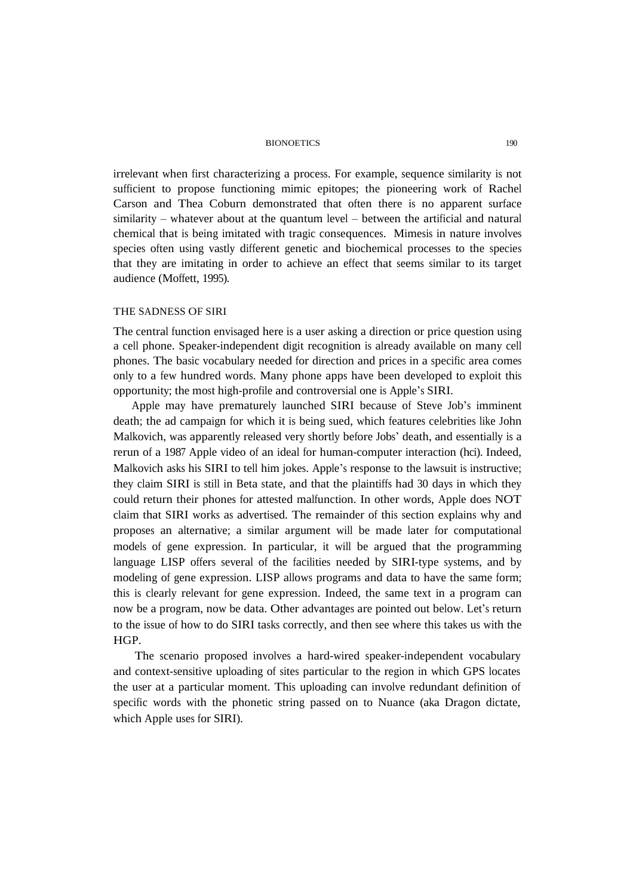irrelevant when first characterizing a process. For example, sequence similarity is not sufficient to propose functioning mimic epitopes; the pioneering work of Rachel Carson and Thea Coburn demonstrated that often there is no apparent surface similarity – whatever about at the quantum level – between the artificial and natural chemical that is being imitated with tragic consequences. Mimesis in nature involves species often using vastly different genetic and biochemical processes to the species that they are imitating in order to achieve an effect that seems similar to its target audience (Moffett, 1995).

## THE SADNESS OF SIRI

The central function envisaged here is a user asking a direction or price question using a cell phone. Speaker-independent digit recognition is already available on many cell phones. The basic vocabulary needed for direction and prices in a specific area comes only to a few hundred words. Many phone apps have been developed to exploit this opportunity; the most high-profile and controversial one is Apple's SIRI.

Apple may have prematurely launched SIRI because of Steve Job's imminent death; the ad campaign for which it is being sued, which features celebrities like John Malkovich, was apparently released very shortly before Jobs' death, and essentially is a rerun of a 1987 Apple video of an ideal for human-computer interaction (hci). Indeed, Malkovich asks his SIRI to tell him jokes. Apple's response to the lawsuit is instructive; they claim SIRI is still in Beta state, and that the plaintiffs had 30 days in which they could return their phones for attested malfunction. In other words, Apple does NOT claim that SIRI works as advertised. The remainder of this section explains why and proposes an alternative; a similar argument will be made later for computational models of gene expression. In particular, it will be argued that the programming language LISP offers several of the facilities needed by SIRI-type systems, and by modeling of gene expression. LISP allows programs and data to have the same form; this is clearly relevant for gene expression. Indeed, the same text in a program can now be a program, now be data. Other advantages are pointed out below. Let's return to the issue of how to do SIRI tasks correctly, and then see where this takes us with the HGP.

The scenario proposed involves a hard-wired speaker-independent vocabulary and context-sensitive uploading of sites particular to the region in which GPS locates the user at a particular moment. This uploading can involve redundant definition of specific words with the phonetic string passed on to Nuance (aka Dragon dictate, which Apple uses for SIRI).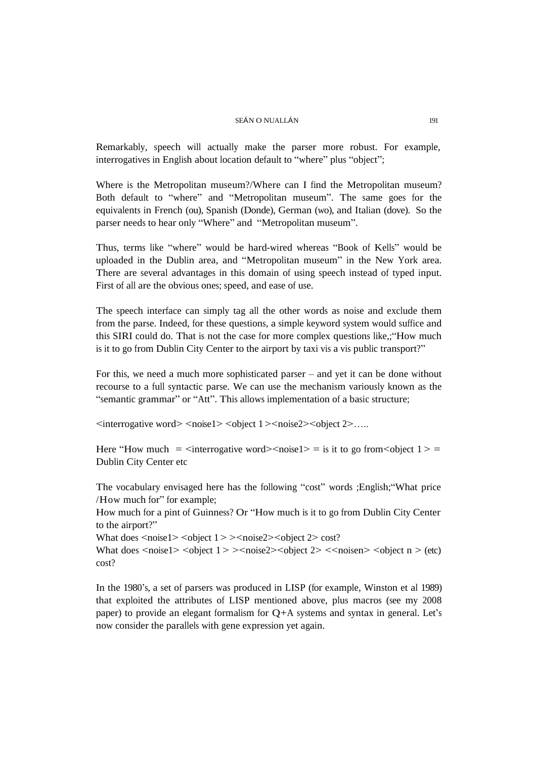Remarkably, speech will actually make the parser more robust. For example, interrogatives in English about location default to “where” plus “object”;

Where is the Metropolitan museum?/Where can I find the Metropolitan museum? Both default to “where” and “Metropolitan museum”. The same goes for the equivalents in French (ou), Spanish (Donde), German (wo), and Italian (dove). So the parser needs to hear only “Where” and “Metropolitan museum”.

Thus, terms like “where” would be hard-wired whereas “Book of Kells” would be uploaded in the Dublin area, and “Metropolitan museum” in the New York area. There are several advantages in this domain of using speech instead of typed input. First of all are the obvious ones; speed, and ease of use.

The speech interface can simply tag all the other words as noise and exclude them from the parse. Indeed, for these questions, a simple keyword system would suffice and this SIRI could do. That is not the case for more complex questions like,;“How much is it to go from Dublin City Center to the airport by taxi vis a vis public transport?”

For this, we need a much more sophisticated parser – and yet it can be done without recourse to a full syntactic parse. We can use the mechanism variously known as the “semantic grammar” or “Att”. This allows implementation of a basic structure;

<interrogative word> <noise1> <object 1><noise2><object 2>…..

Here “How much = <interrogative word><noise1> = is it to go from<object 1 > = Dublin City Center etc

The vocabulary envisaged here has the following “cost” words ;English;“What price /How much for” for example;
How much for a pint of Guinness? Or “How much is it to go from Dublin City Center to the airport?”
What does <noise1> <object 1 > ><noise2><object 2> cost?
What does <noise1> <object 1 > ><noise2><object 2> <<noisen> <object n > (etc) cost?

In the 1980’s, a set of parsers was produced in LISP (for example, Winston et al 1989) that exploited the attributes of LISP mentioned above, plus macros (see my 2008 paper) to provide an elegant formalism for Q+A systems and syntax in general. Let’s now consider the parallels with gene expression yet again.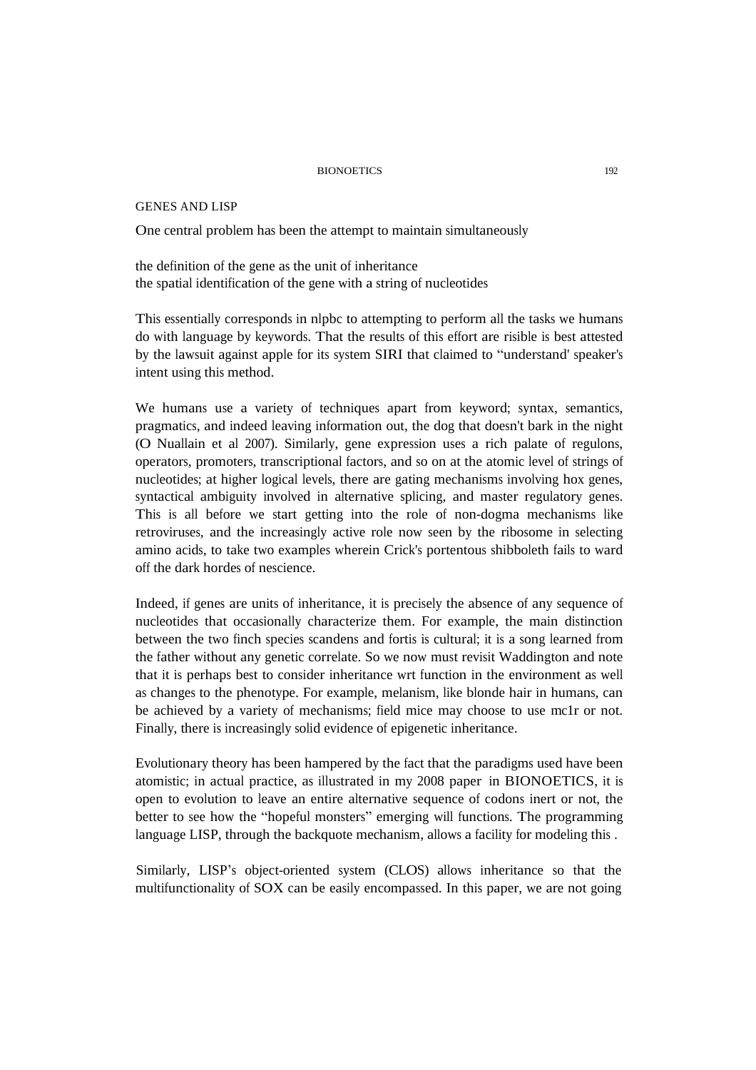## GENES AND LISP

One central problem has been the attempt to maintain simultaneously

the definition of the gene as the unit of inheritance
the spatial identification of the gene with a string of nucleotides

This essentially corresponds in nlpbc to attempting to perform all the tasks we humans do with language by keywords. That the results of this effort are risible is best attested by the lawsuit against apple for its system SIRI that claimed to "understand' speaker's intent using this method.

We humans use a variety of techniques apart from keyword; syntax, semantics, pragmatics, and indeed leaving information out, the dog that doesn't bark in the night (O Nuallain et al 2007). Similarly, gene expression uses a rich palate of regulons, operators, promoters, transcriptional factors, and so on at the atomic level of strings of nucleotides; at higher logical levels, there are gating mechanisms involving hox genes, syntactical ambiguity involved in alternative splicing, and master regulatory genes. This is all before we start getting into the role of non-dogma mechanisms like retroviruses, and the increasingly active role now seen by the ribosome in selecting amino acids, to take two examples wherein Crick's portentous shibboleth fails to ward off the dark hordes of nescience.

Indeed, if genes are units of inheritance, it is precisely the absence of any sequence of nucleotides that occasionally characterize them. For example, the main distinction between the two finch species scandens and fortis is cultural; it is a song learned from the father without any genetic correlate. So we now must revisit Waddington and note that it is perhaps best to consider inheritance wrt function in the environment as well as changes to the phenotype. For example, melanism, like blonde hair in humans, can be achieved by a variety of mechanisms; field mice may choose to use mc1r or not. Finally, there is increasingly solid evidence of epigenetic inheritance.

Evolutionary theory has been hampered by the fact that the paradigms used have been atomistic; in actual practice, as illustrated in my 2008 paper in BIONOETICS, it is open to evolution to leave an entire alternative sequence of codons inert or not, the better to see how the "hopeful monsters" emerging will functions. The programming language LISP, through the backquote mechanism, allows a facility for modeling this .

Similarly, LISP's object-oriented system (CLOS) allows inheritance so that the multifunctionality of SOX can be easily encompassed. In this paper, we are not going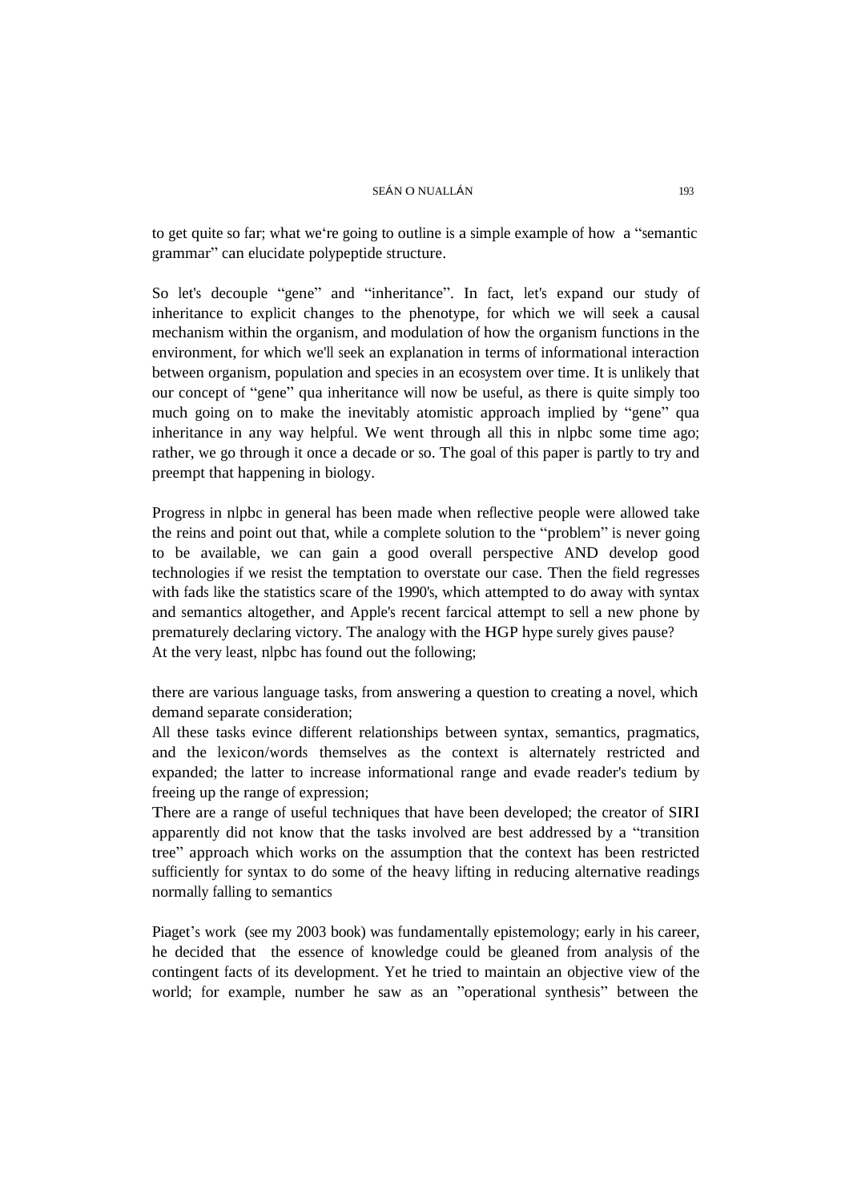to get quite so far; what we're going to outline is a simple example of how a "semantic grammar" can elucidate polypeptide structure.

So let's decouple "gene" and "inheritance". In fact, let's expand our study of inheritance to explicit changes to the phenotype, for which we will seek a causal mechanism within the organism, and modulation of how the organism functions in the environment, for which we'll seek an explanation in terms of informational interaction between organism, population and species in an ecosystem over time. It is unlikely that our concept of "gene" qua inheritance will now be useful, as there is quite simply too much going on to make the inevitably atomistic approach implied by "gene" qua inheritance in any way helpful. We went through all this in nlpbc some time ago; rather, we go through it once a decade or so. The goal of this paper is partly to try and preempt that happening in biology.

Progress in nlpbc in general has been made when reflective people were allowed take the reins and point out that, while a complete solution to the "problem" is never going to be available, we can gain a good overall perspective AND develop good technologies if we resist the temptation to overstate our case. Then the field regresses with fads like the statistics scare of the 1990's, which attempted to do away with syntax and semantics altogether, and Apple's recent farcical attempt to sell a new phone by prematurely declaring victory. The analogy with the HGP hype surely gives pause?
At the very least, nlpbc has found out the following;

there are various language tasks, from answering a question to creating a novel, which demand separate consideration;
All these tasks evince different relationships between syntax, semantics, pragmatics, and the lexicon/words themselves as the context is alternately restricted and expanded; the latter to increase informational range and evade reader's tedium by freeing up the range of expression;
There are a range of useful techniques that have been developed; the creator of SIRI apparently did not know that the tasks involved are best addressed by a "transition tree" approach which works on the assumption that the context has been restricted sufficiently for syntax to do some of the heavy lifting in reducing alternative readings normally falling to semantics

Piaget's work (see my 2003 book) was fundamentally epistemology; early in his career, he decided that the essence of knowledge could be gleaned from analysis of the contingent facts of its development. Yet he tried to maintain an objective view of the world; for example, number he saw as an "operational synthesis" between the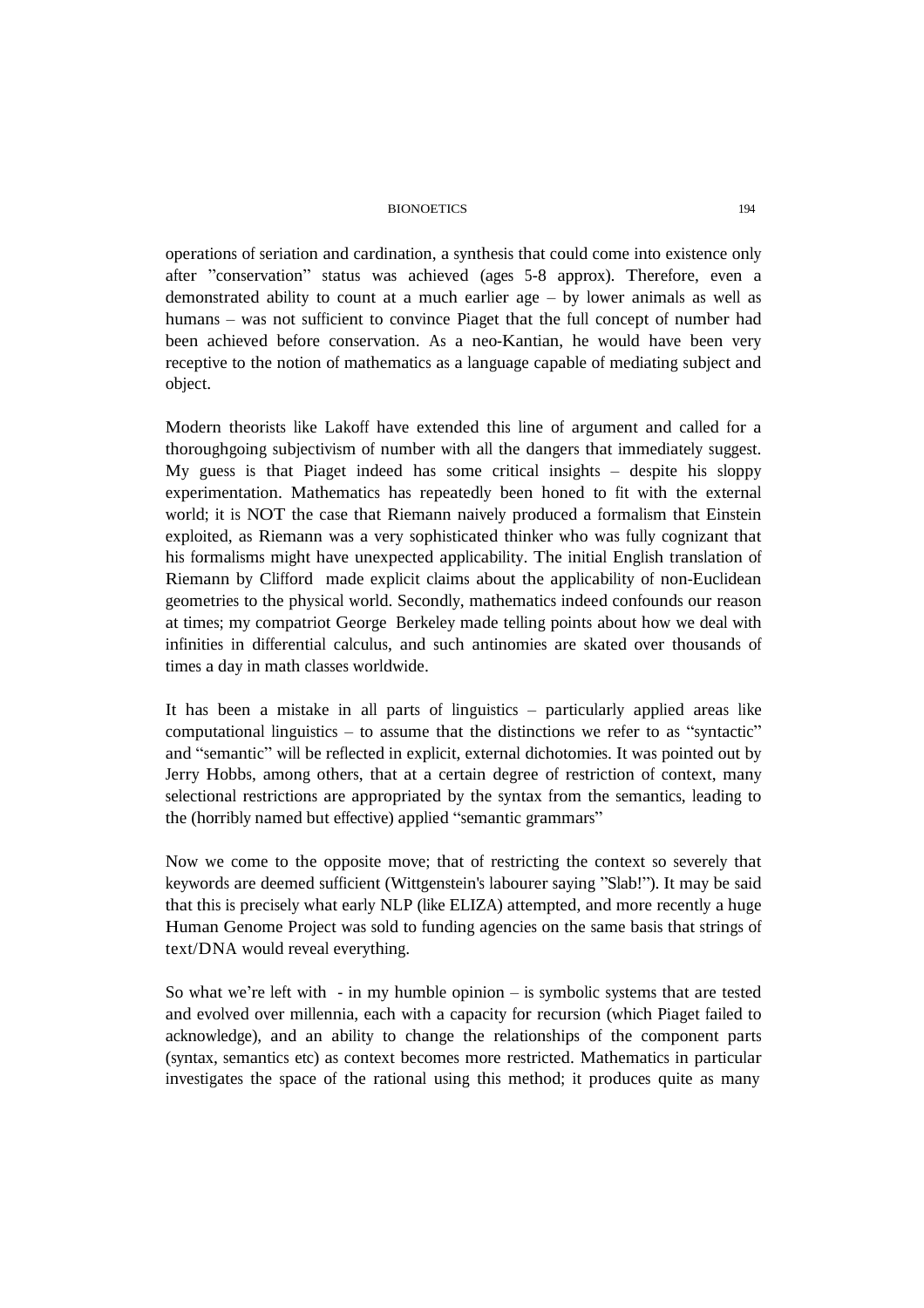operations of seriation and cardination, a synthesis that could come into existence only after "conservation" status was achieved (ages 5-8 approx). Therefore, even a demonstrated ability to count at a much earlier age – by lower animals as well as humans – was not sufficient to convince Piaget that the full concept of number had been achieved before conservation. As a neo-Kantian, he would have been very receptive to the notion of mathematics as a language capable of mediating subject and object.

Modern theorists like Lakoff have extended this line of argument and called for a thoroughgoing subjectivism of number with all the dangers that immediately suggest. My guess is that Piaget indeed has some critical insights – despite his sloppy experimentation. Mathematics has repeatedly been honed to fit with the external world; it is NOT the case that Riemann naively produced a formalism that Einstein exploited, as Riemann was a very sophisticated thinker who was fully cognizant that his formalisms might have unexpected applicability. The initial English translation of Riemann by Clifford made explicit claims about the applicability of non-Euclidean geometries to the physical world. Secondly, mathematics indeed confounds our reason at times; my compatriot George Berkeley made telling points about how we deal with infinities in differential calculus, and such antinomies are skated over thousands of times a day in math classes worldwide.

It has been a mistake in all parts of linguistics – particularly applied areas like computational linguistics – to assume that the distinctions we refer to as "syntactic" and "semantic" will be reflected in explicit, external dichotomies. It was pointed out by Jerry Hobbs, among others, that at a certain degree of restriction of context, many selectional restrictions are appropriated by the syntax from the semantics, leading to the (horribly named but effective) applied "semantic grammars"

Now we come to the opposite move; that of restricting the context so severely that keywords are deemed sufficient (Wittgenstein's labourer saying "Slab!"). It may be said that this is precisely what early NLP (like ELIZA) attempted, and more recently a huge Human Genome Project was sold to funding agencies on the same basis that strings of text/DNA would reveal everything.

So what we're left with - in my humble opinion – is symbolic systems that are tested and evolved over millennia, each with a capacity for recursion (which Piaget failed to acknowledge), and an ability to change the relationships of the component parts (syntax, semantics etc) as context becomes more restricted. Mathematics in particular investigates the space of the rational using this method; it produces quite as many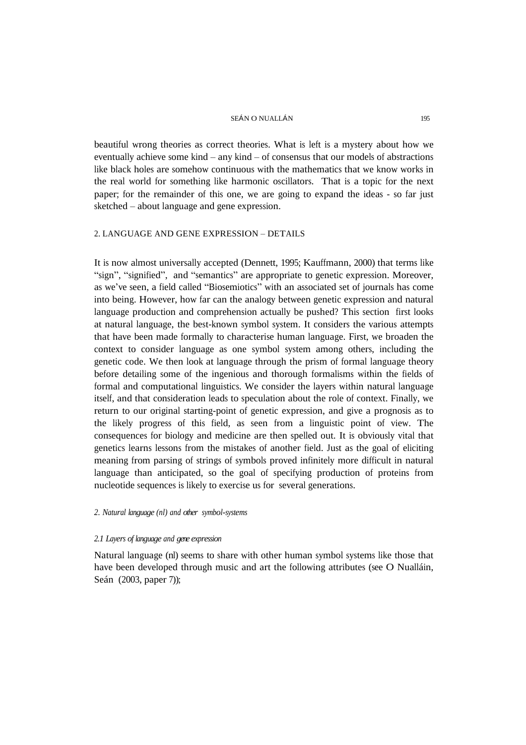beautiful wrong theories as correct theories. What is left is a mystery about how we eventually achieve some kind – any kind – of consensus that our models of abstractions like black holes are somehow continuous with the mathematics that we know works in the real world for something like harmonic oscillators. That is a topic for the next paper; for the remainder of this one, we are going to expand the ideas - so far just sketched – about language and gene expression.

## 2. LANGUAGE AND GENE EXPRESSION – DETAILS

It is now almost universally accepted (Dennett, 1995; Kauffmann, 2000) that terms like "sign", "signified", and "semantics" are appropriate to genetic expression. Moreover, as we've seen, a field called "Biosemiotics" with an associated set of journals has come into being. However, how far can the analogy between genetic expression and natural language production and comprehension actually be pushed? This section first looks at natural language, the best-known symbol system. It considers the various attempts that have been made formally to characterise human language. First, we broaden the context to consider language as one symbol system among others, including the genetic code. We then look at language through the prism of formal language theory before detailing some of the ingenious and thorough formalisms within the fields of formal and computational linguistics. We consider the layers within natural language itself, and that consideration leads to speculation about the role of context. Finally, we return to our original starting-point of genetic expression, and give a prognosis as to the likely progress of this field, as seen from a linguistic point of view. The consequences for biology and medicine are then spelled out. It is obviously vital that genetics learns lessons from the mistakes of another field. Just as the goal of eliciting meaning from parsing of strings of symbols proved infinitely more difficult in natural language than anticipated, so the goal of specifying production of proteins from nucleotide sequences is likely to exercise us for several generations.

### *2. Natural language (nl) and other symbol-systems*

#### *2.1 Layers of language and gene expression*

Natural language (nl) seems to share with other human symbol systems like those that have been developed through music and art the following attributes (see O Nualláin, Seán (2003, paper 7));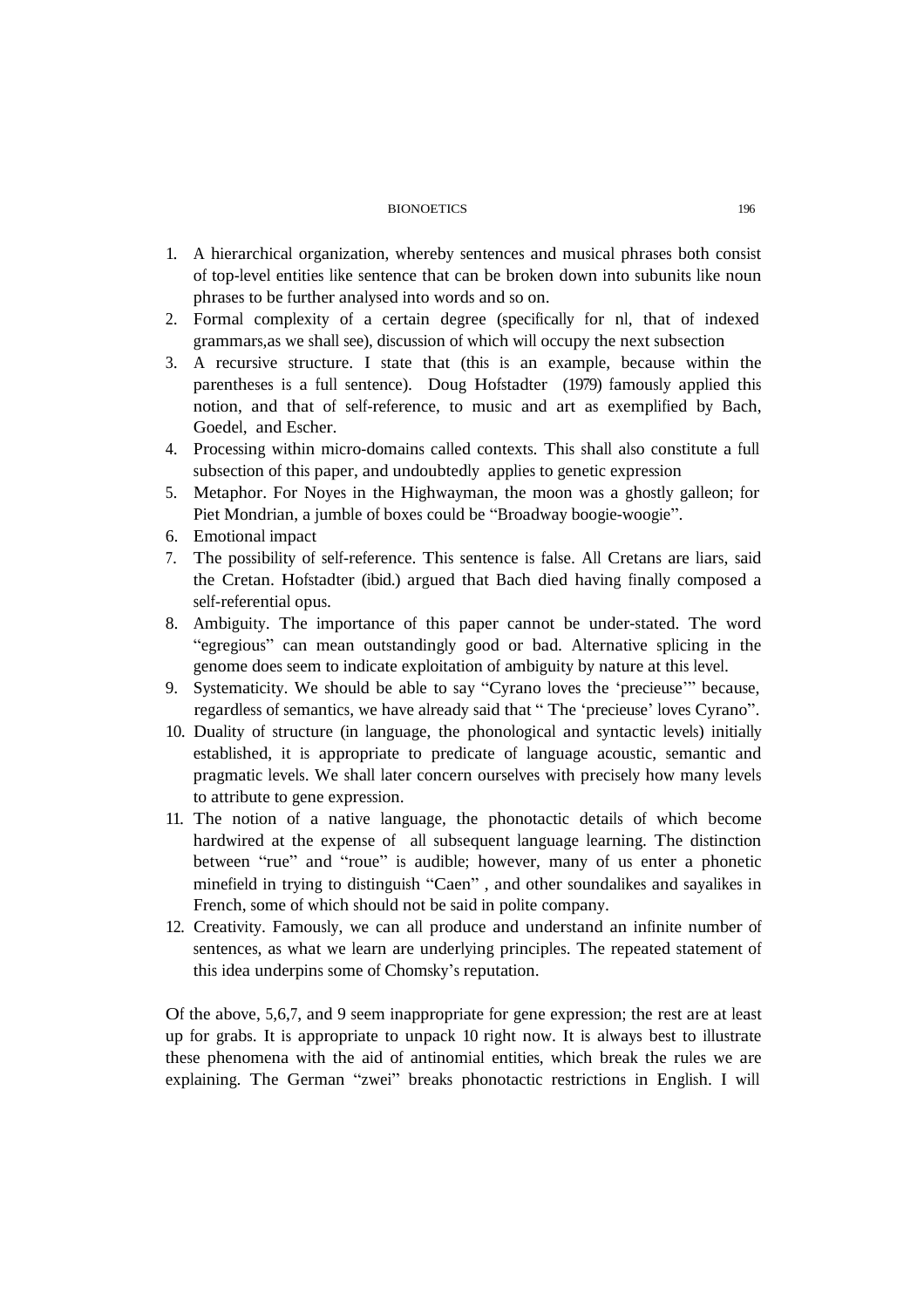1. A hierarchical organization, whereby sentences and musical phrases both consist of top-level entities like sentence that can be broken down into subunits like noun phrases to be further analysed into words and so on.
2. Formal complexity of a certain degree (specifically for nl, that of indexed grammars,as we shall see), discussion of which will occupy the next subsection
3. A recursive structure. I state that (this is an example, because within the parentheses is a full sentence). Doug Hofstadter (1979) famously applied this notion, and that of self-reference, to music and art as exemplified by Bach, Goedel, and Escher.
4. Processing within micro-domains called contexts. This shall also constitute a full subsection of this paper, and undoubtedly applies to genetic expression
5. Metaphor. For Noyes in the Highwayman, the moon was a ghostly galleon; for Piet Mondrian, a jumble of boxes could be "Broadway boogie-woogie".
6. Emotional impact
7. The possibility of self-reference. This sentence is false. All Cretans are liars, said the Cretan. Hofstadter (ibid.) argued that Bach died having finally composed a self-referential opus.
8. Ambiguity. The importance of this paper cannot be under-stated. The word "egregious" can mean outstandingly good or bad. Alternative splicing in the genome does seem to indicate exploitation of ambiguity by nature at this level.
9. Systematicity. We should be able to say "Cyrano loves the 'precieuse'" because, regardless of semantics, we have already said that " The 'precieuse' loves Cyrano".
10. Duality of structure (in language, the phonological and syntactic levels) initially established, it is appropriate to predicate of language acoustic, semantic and pragmatic levels. We shall later concern ourselves with precisely how many levels to attribute to gene expression.
11. The notion of a native language, the phonotactic details of which become hardwired at the expense of all subsequent language learning. The distinction between "rue" and "roue" is audible; however, many of us enter a phonetic minefield in trying to distinguish "Caen" , and other soundalikes and sayalikes in French, some of which should not be said in polite company.
12. Creativity. Famously, we can all produce and understand an infinite number of sentences, as what we learn are underlying principles. The repeated statement of this idea underpins some of Chomsky's reputation.

Of the above, 5,6,7, and 9 seem inappropriate for gene expression; the rest are at least up for grabs. It is appropriate to unpack 10 right now. It is always best to illustrate these phenomena with the aid of antinomial entities, which break the rules we are explaining. The German "zwei" breaks phonotactic restrictions in English. I will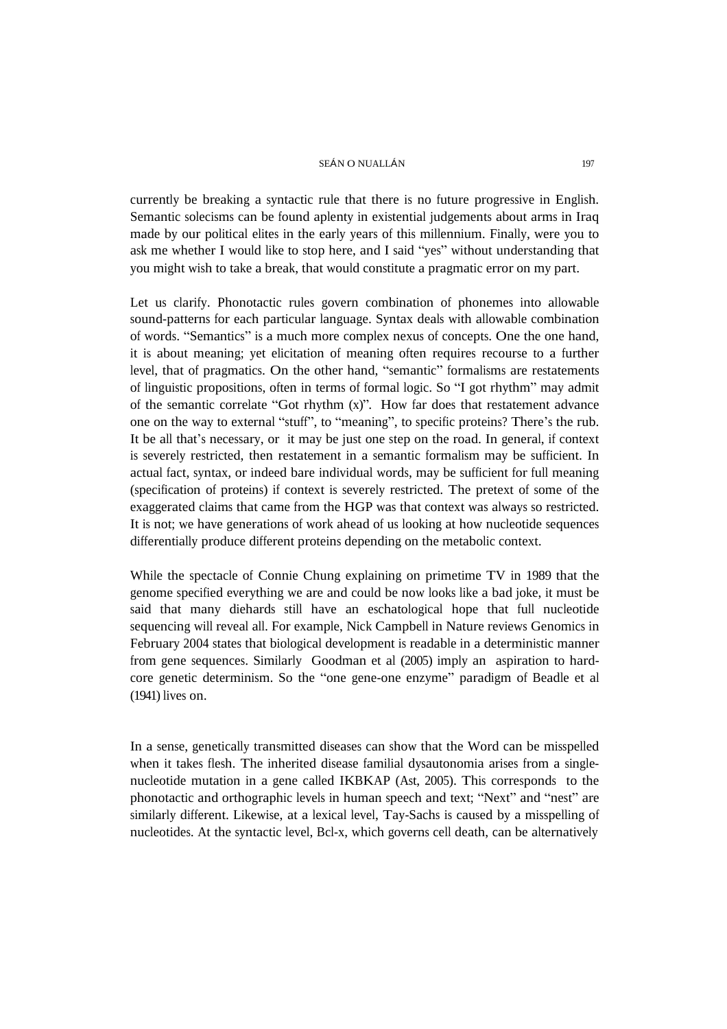currently be breaking a syntactic rule that there is no future progressive in English. Semantic solecisms can be found aplenty in existential judgements about arms in Iraq made by our political elites in the early years of this millennium. Finally, were you to ask me whether I would like to stop here, and I said "yes" without understanding that you might wish to take a break, that would constitute a pragmatic error on my part.

Let us clarify. Phonotactic rules govern combination of phonemes into allowable sound-patterns for each particular language. Syntax deals with allowable combination of words. "Semantics" is a much more complex nexus of concepts. One the one hand, it is about meaning; yet elicitation of meaning often requires recourse to a further level, that of pragmatics. On the other hand, "semantic" formalisms are restatements of linguistic propositions, often in terms of formal logic. So "I got rhythm" may admit of the semantic correlate "Got rhythm (x)". How far does that restatement advance one on the way to external "stuff", to "meaning", to specific proteins? There's the rub. It be all that's necessary, or it may be just one step on the road. In general, if context is severely restricted, then restatement in a semantic formalism may be sufficient. In actual fact, syntax, or indeed bare individual words, may be sufficient for full meaning (specification of proteins) if context is severely restricted. The pretext of some of the exaggerated claims that came from the HGP was that context was always so restricted. It is not; we have generations of work ahead of us looking at how nucleotide sequences differentially produce different proteins depending on the metabolic context.

While the spectacle of Connie Chung explaining on primetime TV in 1989 that the genome specified everything we are and could be now looks like a bad joke, it must be said that many diehards still have an eschatological hope that full nucleotide sequencing will reveal all. For example, Nick Campbell in Nature reviews Genomics in February 2004 states that biological development is readable in a deterministic manner from gene sequences. Similarly Goodman et al (2005) imply an aspiration to hard-core genetic determinism. So the "one gene-one enzyme" paradigm of Beadle et al (1941) lives on.

In a sense, genetically transmitted diseases can show that the Word can be misspelled when it takes flesh. The inherited disease familial dysautonomia arises from a single-nucleotide mutation in a gene called IKBKAP (Ast, 2005). This corresponds to the phonotactic and orthographic levels in human speech and text; "Next" and "nest" are similarly different. Likewise, at a lexical level, Tay-Sachs is caused by a misspelling of nucleotides. At the syntactic level, Bcl-x, which governs cell death, can be alternatively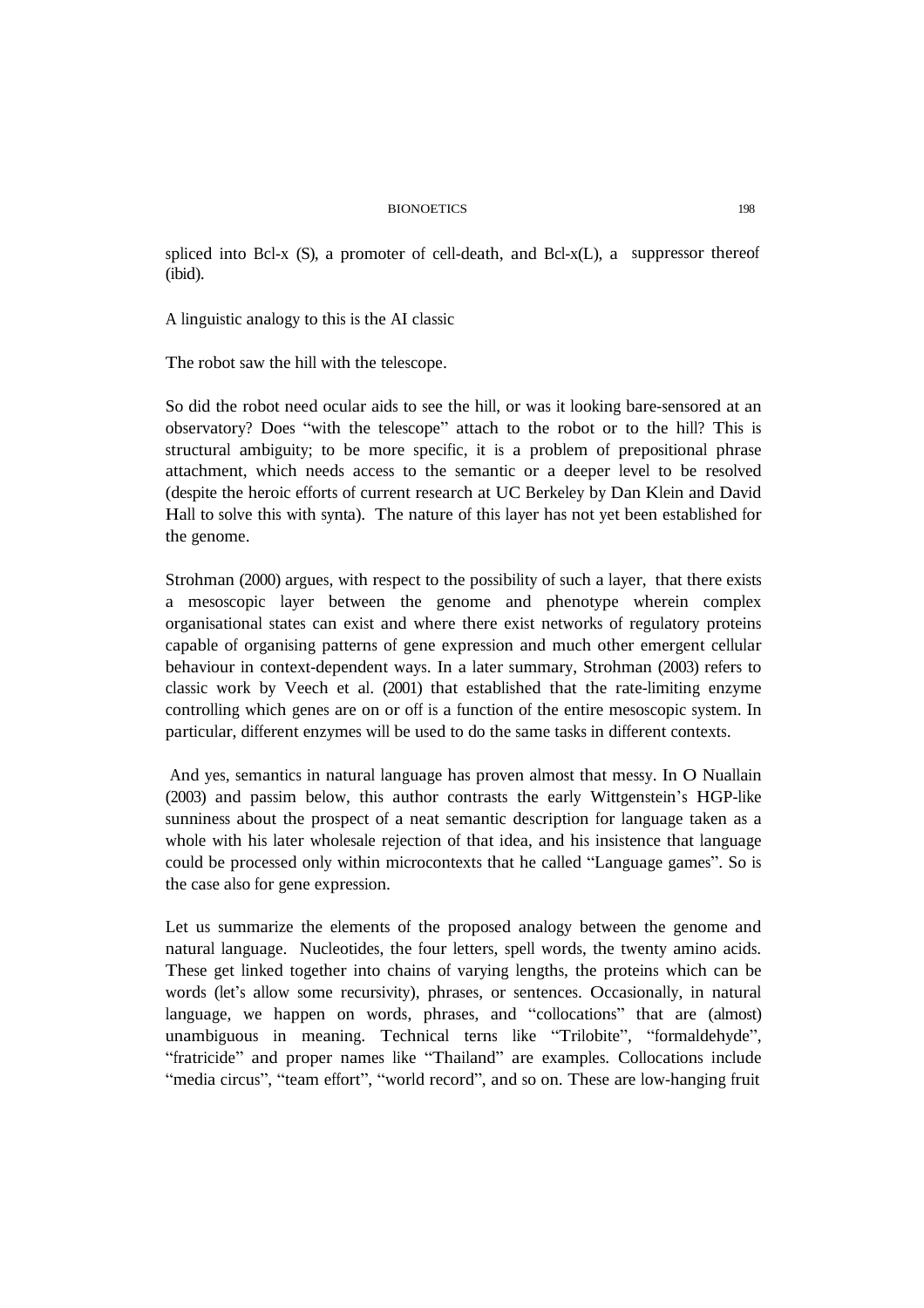spliced into Bcl-x (S), a promoter of cell-death, and Bcl-x(L), a suppressor thereof (ibid).

A linguistic analogy to this is the AI classic

The robot saw the hill with the telescope.

So did the robot need ocular aids to see the hill, or was it looking bare-sensored at an observatory? Does "with the telescope" attach to the robot or to the hill? This is structural ambiguity; to be more specific, it is a problem of prepositional phrase attachment, which needs access to the semantic or a deeper level to be resolved (despite the heroic efforts of current research at UC Berkeley by Dan Klein and David Hall to solve this with synta). The nature of this layer has not yet been established for the genome.

Strohman (2000) argues, with respect to the possibility of such a layer, that there exists a mesoscopic layer between the genome and phenotype wherein complex organisational states can exist and where there exist networks of regulatory proteins capable of organising patterns of gene expression and much other emergent cellular behaviour in context-dependent ways. In a later summary, Strohman (2003) refers to classic work by Veech et al. (2001) that established that the rate-limiting enzyme controlling which genes are on or off is a function of the entire mesoscopic system. In particular, different enzymes will be used to do the same tasks in different contexts.

And yes, semantics in natural language has proven almost that messy. In O Nuallain (2003) and passim below, this author contrasts the early Wittgenstein's HGP-like sunniness about the prospect of a neat semantic description for language taken as a whole with his later wholesale rejection of that idea, and his insistence that language could be processed only within microcontexts that he called "Language games". So is the case also for gene expression.

Let us summarize the elements of the proposed analogy between the genome and natural language. Nucleotides, the four letters, spell words, the twenty amino acids. These get linked together into chains of varying lengths, the proteins which can be words (let's allow some recursivity), phrases, or sentences. Occasionally, in natural language, we happen on words, phrases, and "collocations" that are (almost) unambiguous in meaning. Technical terns like "Trilobite", "formaldehyde", "fratricide" and proper names like "Thailand" are examples. Collocations include "media circus", "team effort", "world record", and so on. These are low-hanging fruit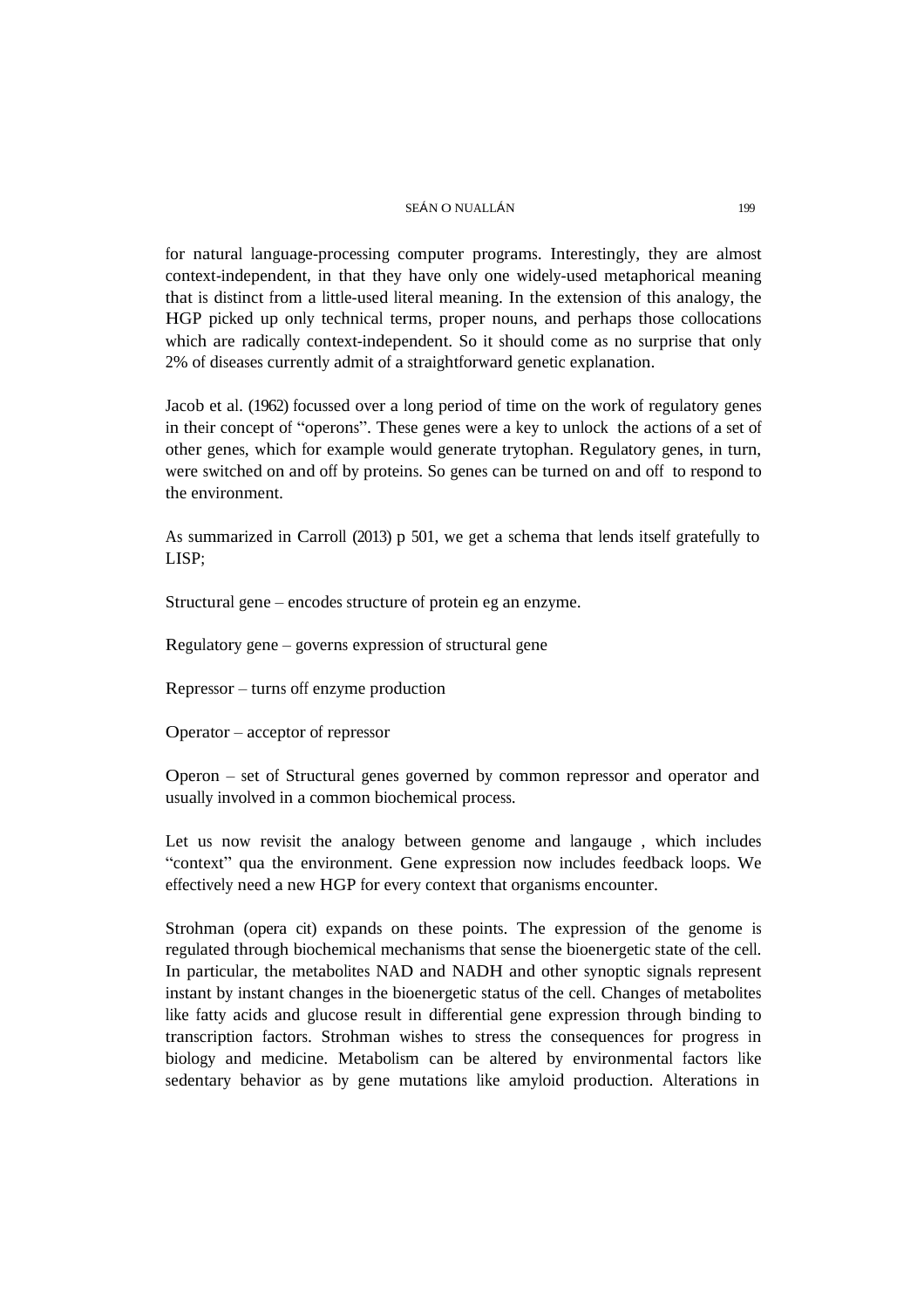for natural language-processing computer programs. Interestingly, they are almost context-independent, in that they have only one widely-used metaphorical meaning that is distinct from a little-used literal meaning. In the extension of this analogy, the HGP picked up only technical terms, proper nouns, and perhaps those collocations which are radically context-independent. So it should come as no surprise that only 2% of diseases currently admit of a straightforward genetic explanation.

Jacob et al. (1962) focussed over a long period of time on the work of regulatory genes in their concept of "operons". These genes were a key to unlock the actions of a set of other genes, which for example would generate trytophan. Regulatory genes, in turn, were switched on and off by proteins. So genes can be turned on and off to respond to the environment.

As summarized in Carroll (2013) p 501, we get a schema that lends itself gratefully to LISP;

Structural gene – encodes structure of protein eg an enzyme.

Regulatory gene – governs expression of structural gene

Repressor – turns off enzyme production

Operator – acceptor of repressor

Operon – set of Structural genes governed by common repressor and operator and usually involved in a common biochemical process.

Let us now revisit the analogy between genome and langauge , which includes "context" qua the environment. Gene expression now includes feedback loops. We effectively need a new HGP for every context that organisms encounter.

Strohman (opera cit) expands on these points. The expression of the genome is regulated through biochemical mechanisms that sense the bioenergetic state of the cell. In particular, the metabolites NAD and NADH and other synoptic signals represent instant by instant changes in the bioenergetic status of the cell. Changes of metabolites like fatty acids and glucose result in differential gene expression through binding to transcription factors. Strohman wishes to stress the consequences for progress in biology and medicine. Metabolism can be altered by environmental factors like sedentary behavior as by gene mutations like amyloid production. Alterations in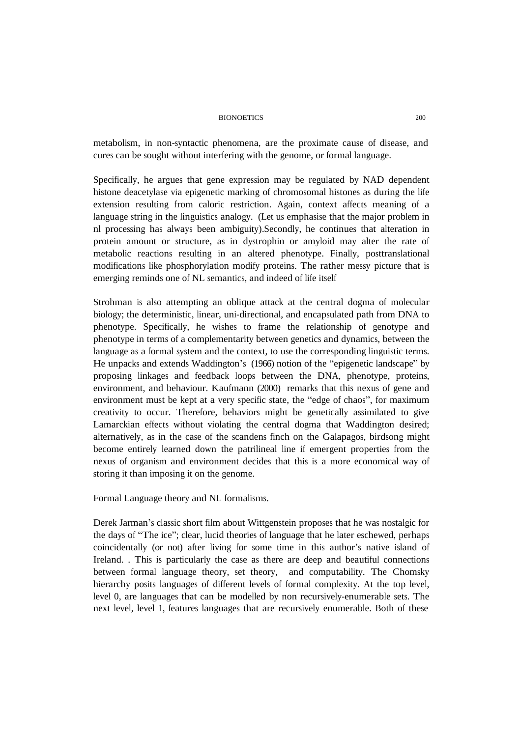metabolism, in non-syntactic phenomena, are the proximate cause of disease, and cures can be sought without interfering with the genome, or formal language.

Specifically, he argues that gene expression may be regulated by NAD dependent histone deacetylase via epigenetic marking of chromosomal histones as during the life extension resulting from caloric restriction. Again, context affects meaning of a language string in the linguistics analogy. (Let us emphasise that the major problem in nl processing has always been ambiguity).Secondly, he continues that alteration in protein amount or structure, as in dystrophin or amyloid may alter the rate of metabolic reactions resulting in an altered phenotype. Finally, posttranslational modifications like phosphorylation modify proteins. The rather messy picture that is emerging reminds one of NL semantics, and indeed of life itself

Strohman is also attempting an oblique attack at the central dogma of molecular biology; the deterministic, linear, uni-directional, and encapsulated path from DNA to phenotype. Specifically, he wishes to frame the relationship of genotype and phenotype in terms of a complementarity between genetics and dynamics, between the language as a formal system and the context, to use the corresponding linguistic terms. He unpacks and extends Waddington's (1966) notion of the "epigenetic landscape" by proposing linkages and feedback loops between the DNA, phenotype, proteins, environment, and behaviour. Kaufmann (2000) remarks that this nexus of gene and environment must be kept at a very specific state, the "edge of chaos", for maximum creativity to occur. Therefore, behaviors might be genetically assimilated to give Lamarckian effects without violating the central dogma that Waddington desired; alternatively, as in the case of the scandens finch on the Galapagos, birdsong might become entirely learned down the patrilineal line if emergent properties from the nexus of organism and environment decides that this is a more economical way of storing it than imposing it on the genome.

Formal Language theory and NL formalisms.

Derek Jarman's classic short film about Wittgenstein proposes that he was nostalgic for the days of "The ice"; clear, lucid theories of language that he later eschewed, perhaps coincidentally (or not) after living for some time in this author's native island of Ireland. . This is particularly the case as there are deep and beautiful connections between formal language theory, set theory, and computability. The Chomsky hierarchy posits languages of different levels of formal complexity. At the top level, level 0, are languages that can be modelled by non recursively-enumerable sets. The next level, level 1, features languages that are recursively enumerable. Both of these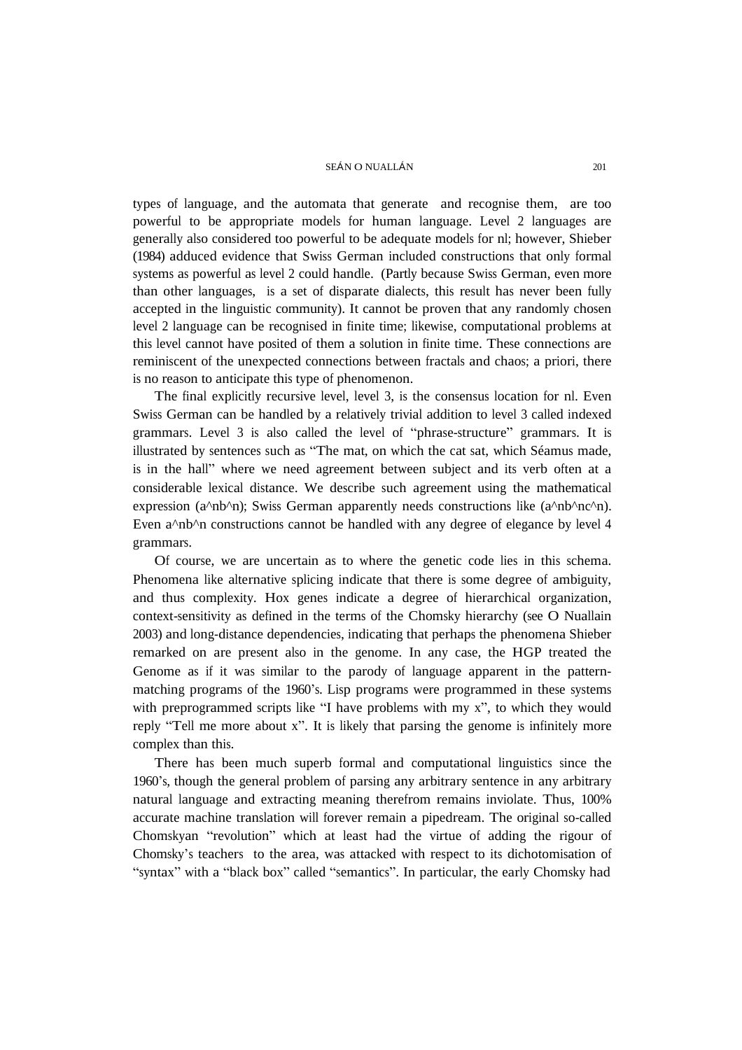types of language, and the automata that generate and recognise them, are too powerful to be appropriate models for human language. Level 2 languages are generally also considered too powerful to be adequate models for nl; however, Shieber (1984) adduced evidence that Swiss German included constructions that only formal systems as powerful as level 2 could handle. (Partly because Swiss German, even more than other languages, is a set of disparate dialects, this result has never been fully accepted in the linguistic community). It cannot be proven that any randomly chosen level 2 language can be recognised in finite time; likewise, computational problems at this level cannot have posited of them a solution in finite time. These connections are reminiscent of the unexpected connections between fractals and chaos; a priori, there is no reason to anticipate this type of phenomenon.

The final explicitly recursive level, level 3, is the consensus location for nl. Even Swiss German can be handled by a relatively trivial addition to level 3 called indexed grammars. Level 3 is also called the level of "phrase-structure" grammars. It is illustrated by sentences such as "The mat, on which the cat sat, which Séamus made, is in the hall" where we need agreement between subject and its verb often at a considerable lexical distance. We describe such agreement using the mathematical expression ($a^nb^n$); Swiss German apparently needs constructions like ($a^nb^nc^n$). Even $a^nb^n$ constructions cannot be handled with any degree of elegance by level 4 grammars.

Of course, we are uncertain as to where the genetic code lies in this schema. Phenomena like alternative splicing indicate that there is some degree of ambiguity, and thus complexity. Hox genes indicate a degree of hierarchical organization, context-sensitivity as defined in the terms of the Chomsky hierarchy (see O Nuallain 2003) and long-distance dependencies, indicating that perhaps the phenomena Shieber remarked on are present also in the genome. In any case, the HGP treated the Genome as if it was similar to the parody of language apparent in the pattern-matching programs of the 1960's. Lisp programs were programmed in these systems with preprogrammed scripts like "I have problems with my x", to which they would reply "Tell me more about x". It is likely that parsing the genome is infinitely more complex than this.

There has been much superb formal and computational linguistics since the 1960's, though the general problem of parsing any arbitrary sentence in any arbitrary natural language and extracting meaning therefrom remains inviolate. Thus, 100% accurate machine translation will forever remain a pipedream. The original so-called Chomskyan "revolution" which at least had the virtue of adding the rigour of Chomsky's teachers to the area, was attacked with respect to its dichotomisation of "syntax" with a "black box" called "semantics". In particular, the early Chomsky had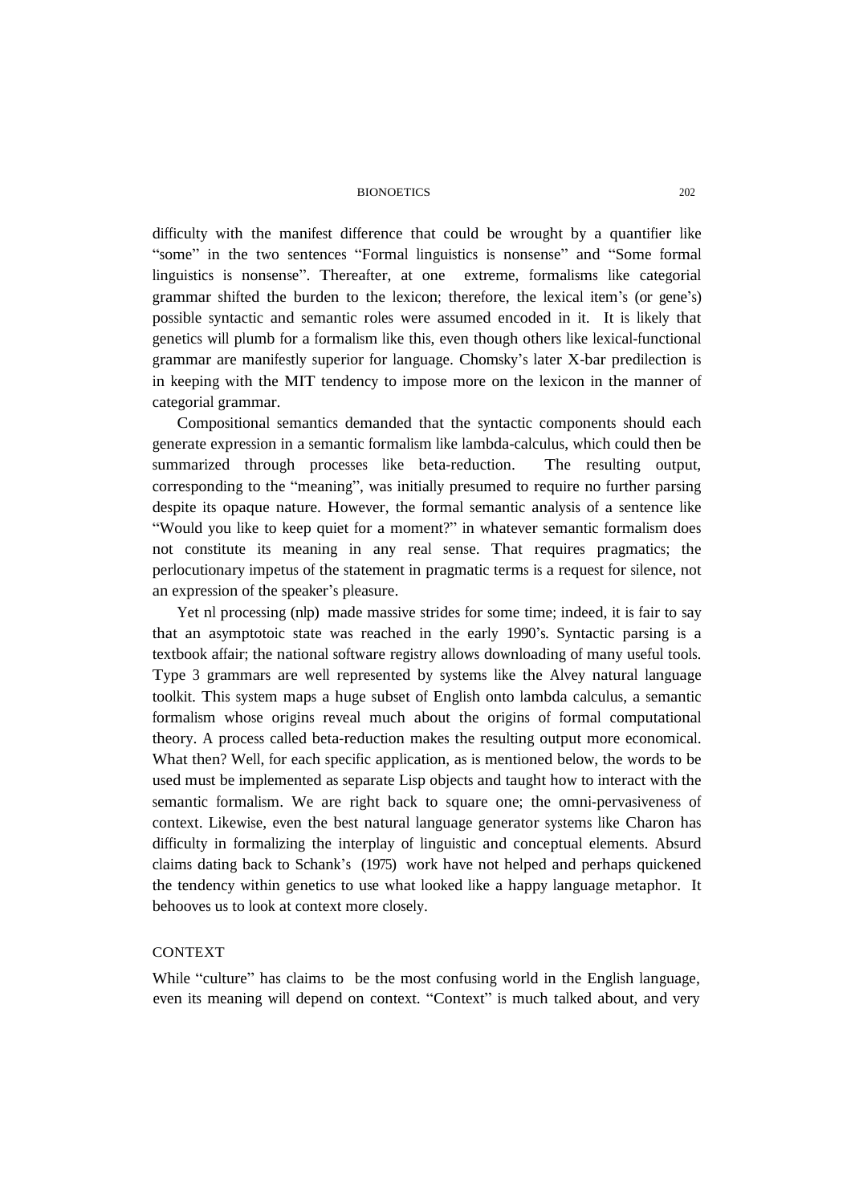difficulty with the manifest difference that could be wrought by a quantifier like "some" in the two sentences "Formal linguistics is nonsense" and "Some formal linguistics is nonsense". Thereafter, at one extreme, formalisms like categorial grammar shifted the burden to the lexicon; therefore, the lexical item's (or gene's) possible syntactic and semantic roles were assumed encoded in it. It is likely that genetics will plumb for a formalism like this, even though others like lexical-functional grammar are manifestly superior for language. Chomsky's later X-bar predilection is in keeping with the MIT tendency to impose more on the lexicon in the manner of categorial grammar.

Compositional semantics demanded that the syntactic components should each generate expression in a semantic formalism like lambda-calculus, which could then be summarized through processes like beta-reduction. The resulting output, corresponding to the "meaning", was initially presumed to require no further parsing despite its opaque nature. However, the formal semantic analysis of a sentence like "Would you like to keep quiet for a moment?" in whatever semantic formalism does not constitute its meaning in any real sense. That requires pragmatics; the perlocutionary impetus of the statement in pragmatic terms is a request for silence, not an expression of the speaker's pleasure.

Yet nl processing (nlp) made massive strides for some time; indeed, it is fair to say that an asymptotoic state was reached in the early 1990's. Syntactic parsing is a textbook affair; the national software registry allows downloading of many useful tools. Type 3 grammars are well represented by systems like the Alvey natural language toolkit. This system maps a huge subset of English onto lambda calculus, a semantic formalism whose origins reveal much about the origins of formal computational theory. A process called beta-reduction makes the resulting output more economical. What then? Well, for each specific application, as is mentioned below, the words to be used must be implemented as separate Lisp objects and taught how to interact with the semantic formalism. We are right back to square one; the omni-pervasiveness of context. Likewise, even the best natural language generator systems like Charon has difficulty in formalizing the interplay of linguistic and conceptual elements. Absurd claims dating back to Schank's (1975) work have not helped and perhaps quickened the tendency within genetics to use what looked like a happy language metaphor. It behooves us to look at context more closely.

## CONTEXT

While "culture" has claims to be the most confusing world in the English language, even its meaning will depend on context. "Context" is much talked about, and very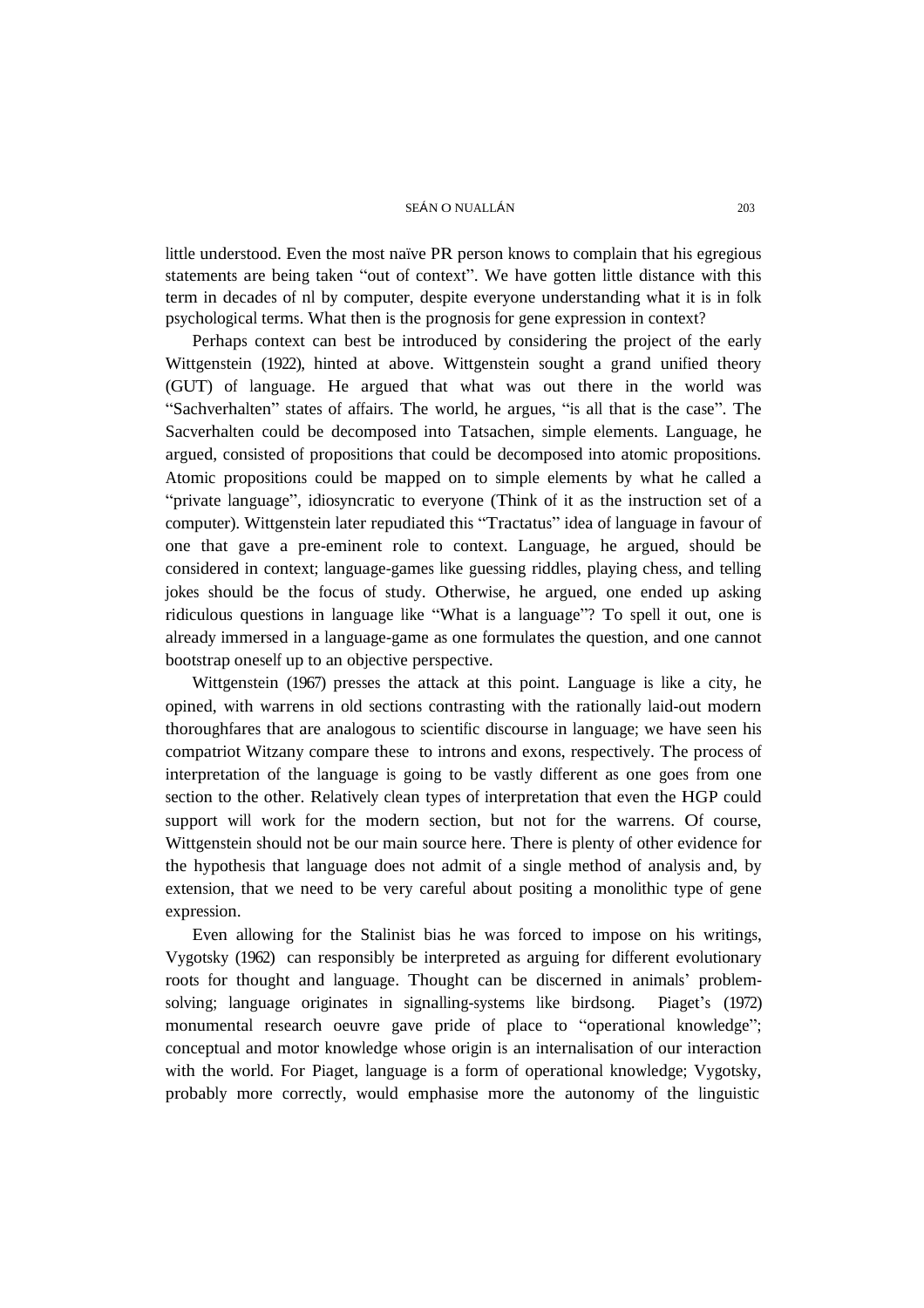little understood. Even the most naïve PR person knows to complain that his egregious statements are being taken "out of context". We have gotten little distance with this term in decades of nl by computer, despite everyone understanding what it is in folk psychological terms. What then is the prognosis for gene expression in context?

Perhaps context can best be introduced by considering the project of the early Wittgenstein (1922), hinted at above. Wittgenstein sought a grand unified theory (GUT) of language. He argued that what was out there in the world was "Sachverhalten" states of affairs. The world, he argues, "is all that is the case". The Sacverhalten could be decomposed into Tatsachen, simple elements. Language, he argued, consisted of propositions that could be decomposed into atomic propositions. Atomic propositions could be mapped on to simple elements by what he called a "private language", idiosyncratic to everyone (Think of it as the instruction set of a computer). Wittgenstein later repudiated this "Tractatus" idea of language in favour of one that gave a pre-eminent role to context. Language, he argued, should be considered in context; language-games like guessing riddles, playing chess, and telling jokes should be the focus of study. Otherwise, he argued, one ended up asking ridiculous questions in language like "What is a language"? To spell it out, one is already immersed in a language-game as one formulates the question, and one cannot bootstrap oneself up to an objective perspective.

Wittgenstein (1967) presses the attack at this point. Language is like a city, he opined, with warrens in old sections contrasting with the rationally laid-out modern thoroughfares that are analogous to scientific discourse in language; we have seen his compatriot Witzany compare these to introns and exons, respectively. The process of interpretation of the language is going to be vastly different as one goes from one section to the other. Relatively clean types of interpretation that even the HGP could support will work for the modern section, but not for the warrens. Of course, Wittgenstein should not be our main source here. There is plenty of other evidence for the hypothesis that language does not admit of a single method of analysis and, by extension, that we need to be very careful about positing a monolithic type of gene expression.

Even allowing for the Stalinist bias he was forced to impose on his writings, Vygotsky (1962) can responsibly be interpreted as arguing for different evolutionary roots for thought and language. Thought can be discerned in animals' problem-solving; language originates in signalling-systems like birdsong. Piaget's (1972) monumental research oeuvre gave pride of place to "operational knowledge"; conceptual and motor knowledge whose origin is an internalisation of our interaction with the world. For Piaget, language is a form of operational knowledge; Vygotsky, probably more correctly, would emphasise more the autonomy of the linguistic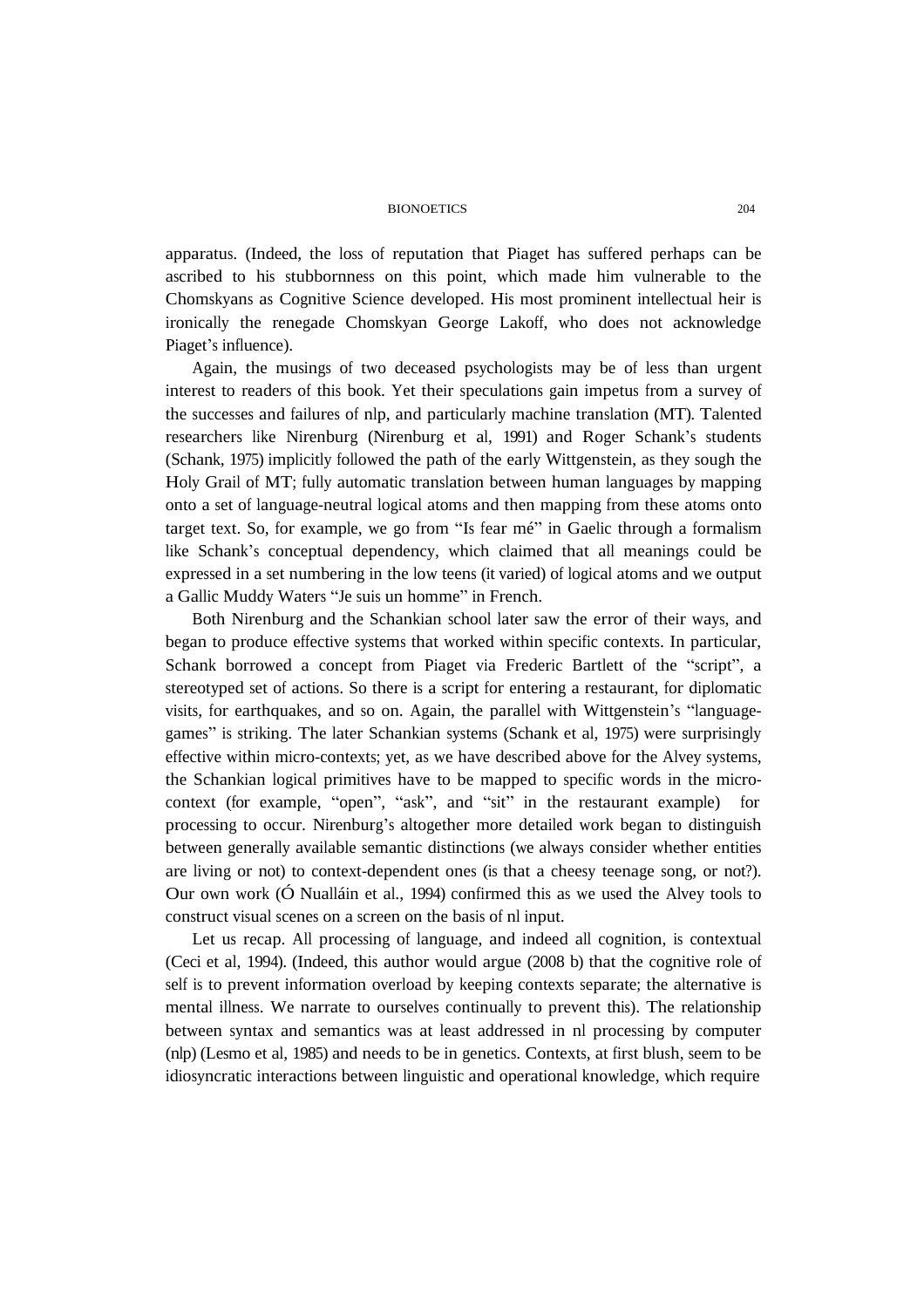apparatus. (Indeed, the loss of reputation that Piaget has suffered perhaps can be ascribed to his stubbornness on this point, which made him vulnerable to the Chomskyans as Cognitive Science developed. His most prominent intellectual heir is ironically the renegade Chomskyan George Lakoff, who does not acknowledge Piaget's influence).

Again, the musings of two deceased psychologists may be of less than urgent interest to readers of this book. Yet their speculations gain impetus from a survey of the successes and failures of nlp, and particularly machine translation (MT). Talented researchers like Nirenburg (Nirenburg et al, 1991) and Roger Schank's students (Schank, 1975) implicitly followed the path of the early Wittgenstein, as they sough the Holy Grail of MT; fully automatic translation between human languages by mapping onto a set of language-neutral logical atoms and then mapping from these atoms onto target text. So, for example, we go from "Is fear mé" in Gaelic through a formalism like Schank's conceptual dependency, which claimed that all meanings could be expressed in a set numbering in the low teens (it varied) of logical atoms and we output a Gallic Muddy Waters "Je suis un homme" in French.

Both Nirenburg and the Schankian school later saw the error of their ways, and began to produce effective systems that worked within specific contexts. In particular, Schank borrowed a concept from Piaget via Frederic Bartlett of the "script", a stereotyped set of actions. So there is a script for entering a restaurant, for diplomatic visits, for earthquakes, and so on. Again, the parallel with Wittgenstein's "language-games" is striking. The later Schankian systems (Schank et al, 1975) were surprisingly effective within micro-contexts; yet, as we have described above for the Alvey systems, the Schankian logical primitives have to be mapped to specific words in the micro-context (for example, "open", "ask", and "sit" in the restaurant example) for processing to occur. Nirenburg's altogether more detailed work began to distinguish between generally available semantic distinctions (we always consider whether entities are living or not) to context-dependent ones (is that a cheesy teenage song, or not?). Our own work (Ó Nualláin et al., 1994) confirmed this as we used the Alvey tools to construct visual scenes on a screen on the basis of nl input.

Let us recap. All processing of language, and indeed all cognition, is contextual (Ceci et al, 1994). (Indeed, this author would argue (2008 b) that the cognitive role of self is to prevent information overload by keeping contexts separate; the alternative is mental illness. We narrate to ourselves continually to prevent this). The relationship between syntax and semantics was at least addressed in nl processing by computer (nlp) (Lesmo et al, 1985) and needs to be in genetics. Contexts, at first blush, seem to be idiosyncratic interactions between linguistic and operational knowledge, which require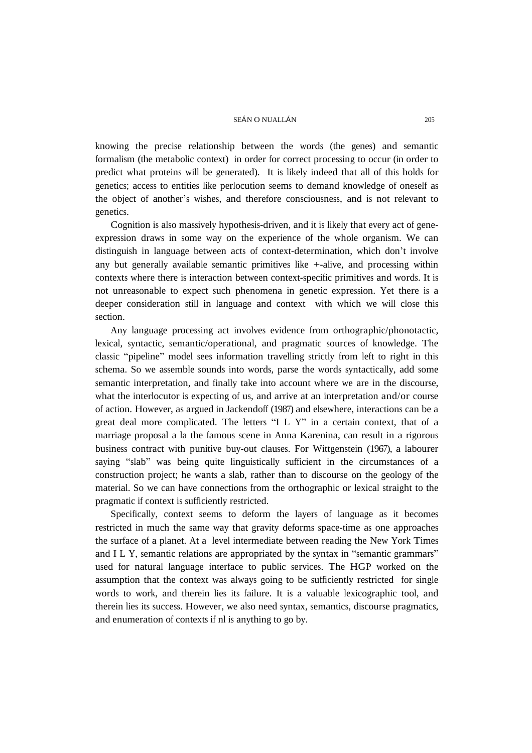knowing the precise relationship between the words (the genes) and semantic formalism (the metabolic context) in order for correct processing to occur (in order to predict what proteins will be generated). It is likely indeed that all of this holds for genetics; access to entities like perlocution seems to demand knowledge of oneself as the object of another's wishes, and therefore consciousness, and is not relevant to genetics.

Cognition is also massively hypothesis-driven, and it is likely that every act of gene-expression draws in some way on the experience of the whole organism. We can distinguish in language between acts of context-determination, which don't involve any but generally available semantic primitives like +-alive, and processing within contexts where there is interaction between context-specific primitives and words. It is not unreasonable to expect such phenomena in genetic expression. Yet there is a deeper consideration still in language and context with which we will close this section.

Any language processing act involves evidence from orthographic/phonotactic, lexical, syntactic, semantic/operational, and pragmatic sources of knowledge. The classic "pipeline" model sees information travelling strictly from left to right in this schema. So we assemble sounds into words, parse the words syntactically, add some semantic interpretation, and finally take into account where we are in the discourse, what the interlocutor is expecting of us, and arrive at an interpretation and/or course of action. However, as argued in Jackendoff (1987) and elsewhere, interactions can be a great deal more complicated. The letters "I L Y" in a certain context, that of a marriage proposal a la the famous scene in Anna Karenina, can result in a rigorous business contract with punitive buy-out clauses. For Wittgenstein (1967), a labourer saying "slab" was being quite linguistically sufficient in the circumstances of a construction project; he wants a slab, rather than to discourse on the geology of the material. So we can have connections from the orthographic or lexical straight to the pragmatic if context is sufficiently restricted.

Specifically, context seems to deform the layers of language as it becomes restricted in much the same way that gravity deforms space-time as one approaches the surface of a planet. At a level intermediate between reading the New York Times and I L Y, semantic relations are appropriated by the syntax in "semantic grammars" used for natural language interface to public services. The HGP worked on the assumption that the context was always going to be sufficiently restricted for single words to work, and therein lies its failure. It is a valuable lexicographic tool, and therein lies its success. However, we also need syntax, semantics, discourse pragmatics, and enumeration of contexts if nl is anything to go by.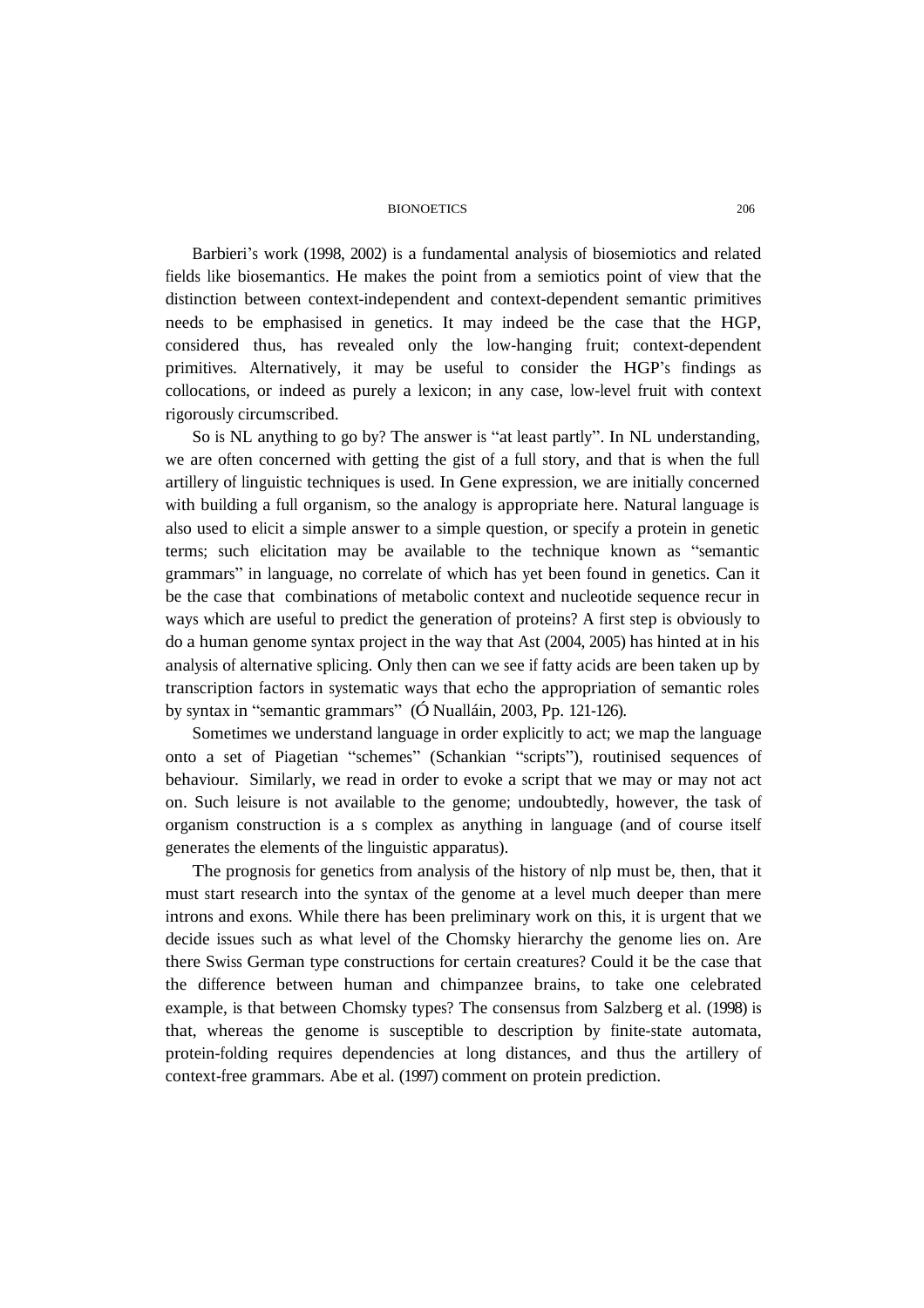Barbieri's work (1998, 2002) is a fundamental analysis of biosemiotics and related fields like biosemantics. He makes the point from a semiotics point of view that the distinction between context-independent and context-dependent semantic primitives needs to be emphasised in genetics. It may indeed be the case that the HGP, considered thus, has revealed only the low-hanging fruit; context-dependent primitives. Alternatively, it may be useful to consider the HGP's findings as collocations, or indeed as purely a lexicon; in any case, low-level fruit with context rigorously circumscribed.

So is NL anything to go by? The answer is "at least partly". In NL understanding, we are often concerned with getting the gist of a full story, and that is when the full artillery of linguistic techniques is used. In Gene expression, we are initially concerned with building a full organism, so the analogy is appropriate here. Natural language is also used to elicit a simple answer to a simple question, or specify a protein in genetic terms; such elicitation may be available to the technique known as "semantic grammars" in language, no correlate of which has yet been found in genetics. Can it be the case that combinations of metabolic context and nucleotide sequence recur in ways which are useful to predict the generation of proteins? A first step is obviously to do a human genome syntax project in the way that Ast (2004, 2005) has hinted at in his analysis of alternative splicing. Only then can we see if fatty acids are been taken up by transcription factors in systematic ways that echo the appropriation of semantic roles by syntax in "semantic grammars" (Ó Nualláin, 2003, Pp. 121-126).

Sometimes we understand language in order explicitly to act; we map the language onto a set of Piagetian "schemes" (Schankian "scripts"), routinised sequences of behaviour. Similarly, we read in order to evoke a script that we may or may not act on. Such leisure is not available to the genome; undoubtedly, however, the task of organism construction is a s complex as anything in language (and of course itself generates the elements of the linguistic apparatus).

The prognosis for genetics from analysis of the history of nlp must be, then, that it must start research into the syntax of the genome at a level much deeper than mere introns and exons. While there has been preliminary work on this, it is urgent that we decide issues such as what level of the Chomsky hierarchy the genome lies on. Are there Swiss German type constructions for certain creatures? Could it be the case that the difference between human and chimpanzee brains, to take one celebrated example, is that between Chomsky types? The consensus from Salzberg et al. (1998) is that, whereas the genome is susceptible to description by finite-state automata, protein-folding requires dependencies at long distances, and thus the artillery of context-free grammars. Abe et al. (1997) comment on protein prediction.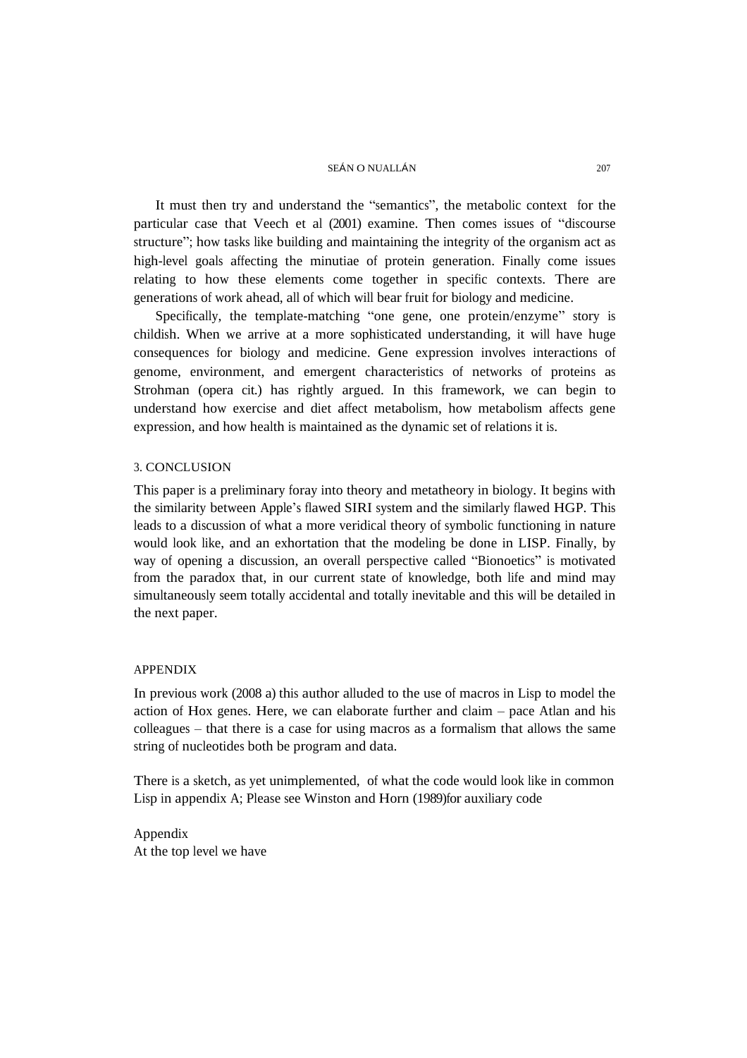It must then try and understand the "semantics", the metabolic context for the particular case that Veech et al (2001) examine. Then comes issues of "discourse structure"; how tasks like building and maintaining the integrity of the organism act as high-level goals affecting the minutiae of protein generation. Finally come issues relating to how these elements come together in specific contexts. There are generations of work ahead, all of which will bear fruit for biology and medicine.

Specifically, the template-matching "one gene, one protein/enzyme" story is childish. When we arrive at a more sophisticated understanding, it will have huge consequences for biology and medicine. Gene expression involves interactions of genome, environment, and emergent characteristics of networks of proteins as Strohman (opera cit.) has rightly argued. In this framework, we can begin to understand how exercise and diet affect metabolism, how metabolism affects gene expression, and how health is maintained as the dynamic set of relations it is.

## 3. CONCLUSION

This paper is a preliminary foray into theory and metatheory in biology. It begins with the similarity between Apple's flawed SIRI system and the similarly flawed HGP. This leads to a discussion of what a more veridical theory of symbolic functioning in nature would look like, and an exhortation that the modeling be done in LISP. Finally, by way of opening a discussion, an overall perspective called "Bionoetics" is motivated from the paradox that, in our current state of knowledge, both life and mind may simultaneously seem totally accidental and totally inevitable and this will be detailed in the next paper.

## APPENDIX

In previous work (2008 a) this author alluded to the use of macros in Lisp to model the action of Hox genes. Here, we can elaborate further and claim – pace Atlan and his colleagues – that there is a case for using macros as a formalism that allows the same string of nucleotides both be program and data.

There is a sketch, as yet unimplemented, of what the code would look like in common Lisp in appendix A; Please see Winston and Horn (1989)for auxiliary code

Appendix
At the top level we have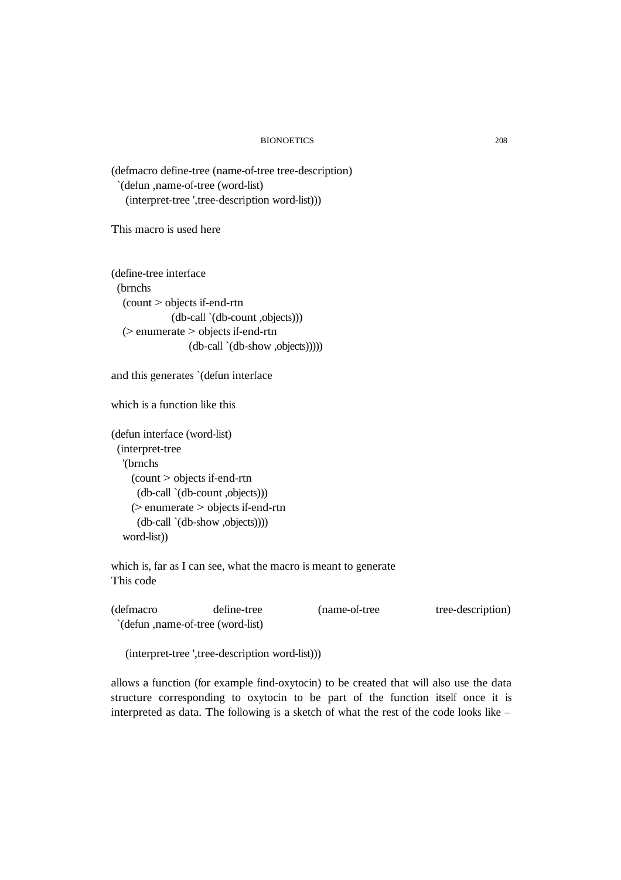```
(defmacro define-tree (name-of-tree tree-description)
  `(defun ,name-of-tree (word-list)
    (interpret-tree ',tree-description word-list)))
```

This macro is used here

```
(define-tree interface
  (brnchs
    (count > objects if-end-rtn
               (db-call `(db-count ,objects)))
    (> enumerate > objects if-end-rtn
                    (db-call `(db-show ,objects)))))
```

and this generates `(defun interface

which is a function like this

```
(defun interface (word-list)
  (interpret-tree
    '(brnchs
      (count > objects if-end-rtn
        (db-call `(db-count ,objects)))
      (> enumerate > objects if-end-rtn
        (db-call `(db-show ,objects))))
    word-list))
```

which is, far as I can see, what the macro is meant to generate
This code

```
(defmacro define-tree (name-of-tree tree-description)
  `(defun ,name-of-tree (word-list)

    (interpret-tree ',tree-description word-list)))
```

allows a function (for example find-oxytocin) to be created that will also use the data structure corresponding to oxytocin to be part of the function itself once it is interpreted as data. The following is a sketch of what the rest of the code looks like –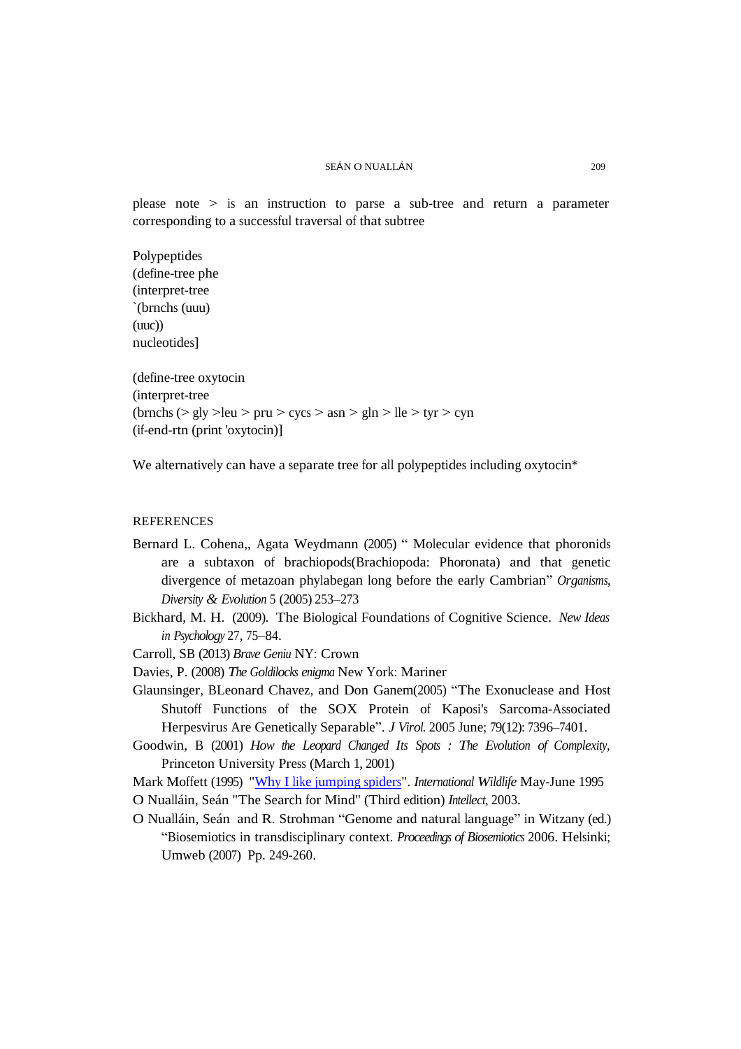please note > is an instruction to parse a sub-tree and return a parameter corresponding to a successful traversal of that subtree

```
Polypeptides
(define-tree phe
(interpret-tree
`(brnchs (uuu)
(uuc))
nucleotides]

(define-tree oxytocin
(interpret-tree
(brnchs (> gly >leu > pru > cycs > asn > gln > lle > tyr > cyn
(if-end-rtn (print 'oxytocin)]
```

We alternatively can have a separate tree for all polypeptides including oxytocin*

REFERENCES

Bernard L. Cohena,, Agata Weydmann (2005) " Molecular evidence that phoronids are a subtaxon of brachiopods(Brachiopoda: Phoronata) and that genetic divergence of metazoan phylabegan long before the early Cambrian" *Organisms, Diversity & Evolution* 5 (2005) 253–273

Bickhard, M. H. (2009). The Biological Foundations of Cognitive Science. *New Ideas in Psychology* 27, 75–84.

Carroll, SB (2013) *Brave Geniu* NY: Crown

Davies, P. (2008) *The Goldilocks enigma* New York: Mariner

Glaunsinger, BLeonard Chavez, and Don Ganem(2005) "The Exonuclease and Host Shutoff Functions of the SOX Protein of Kaposi's Sarcoma-Associated Herpesvirus Are Genetically Separable". *J Virol.* 2005 June; 79(12): 7396–7401.

Goodwin, B (2001) *How the Leopard Changed Its Spots : The Evolution of Complexity*, Princeton University Press (March 1, 2001)

Mark Moffett (1995) "Why I like jumping spiders". *International Wildlife* May-June 1995

O Nualláin, Seán "The Search for Mind" (Third edition) *Intellect*, 2003.

O Nualláin, Seán and R. Strohman "Genome and natural language" in Witzany (ed.) "Biosemiotics in transdisciplinary context. *Proceedings of Biosemiotics* 2006. Helsinki; Umweb (2007) Pp. 249-260.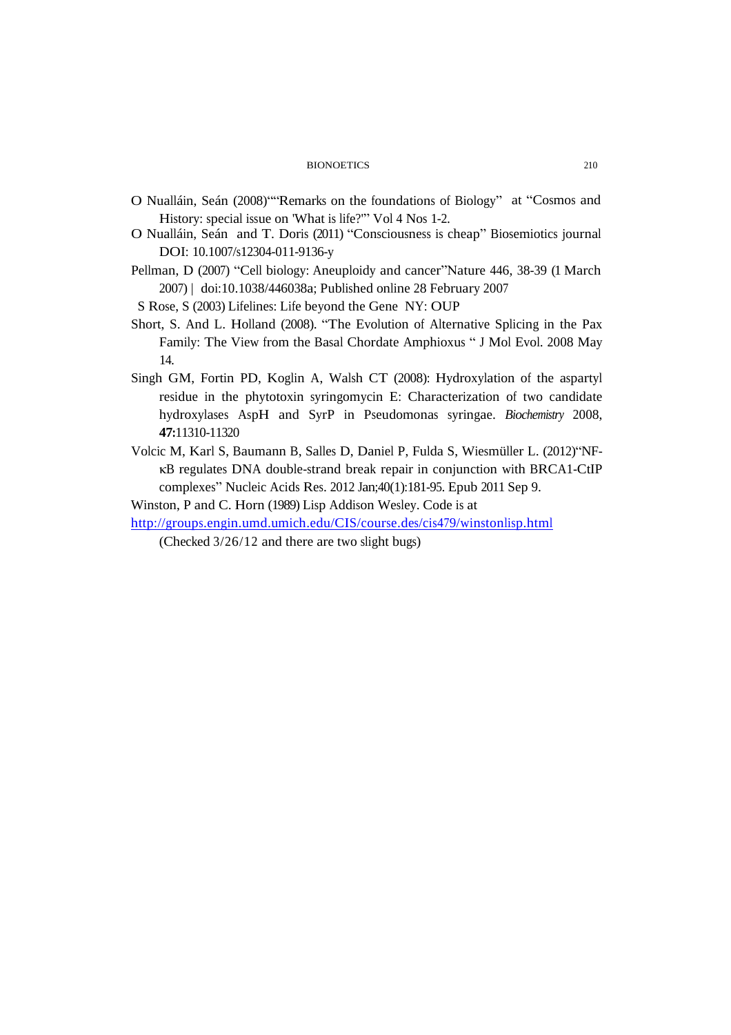O Nualláin, Seán (2008)""Remarks on the foundations of Biology" at "Cosmos and History: special issue on 'What is life?'" Vol 4 Nos 1-2.

O Nualláin, Seán and T. Doris (2011) "Consciousness is cheap" Biosemiotics journal DOI: 10.1007/s12304-011-9136-y

Pellman, D (2007) "Cell biology: Aneuploidy and cancer"Nature 446, 38-39 (1 March 2007) | doi:10.1038/446038a; Published online 28 February 2007

S Rose, S (2003) Lifelines: Life beyond the Gene NY: OUP

Short, S. And L. Holland (2008). "The Evolution of Alternative Splicing in the Pax Family: The View from the Basal Chordate Amphioxus " J Mol Evol. 2008 May 14.

Singh GM, Fortin PD, Koglin A, Walsh CT (2008): Hydroxylation of the aspartyl residue in the phytotoxin syringomycin E: Characterization of two candidate hydroxylases AspH and SyrP in Pseudomonas syringae. *Biochemistry* 2008, **47:**11310-11320

Volcic M, Karl S, Baumann B, Salles D, Daniel P, Fulda S, Wiesmüller L. (2012)"NF-κB regulates DNA double-strand break repair in conjunction with BRCA1-CtIP complexes" Nucleic Acids Res. 2012 Jan;40(1):181-95. Epub 2011 Sep 9.

Winston, P and C. Horn (1989) Lisp Addison Wesley. Code is at http://groups.engin.umd.umich.edu/CIS/course.des/cis479/winstonlisp.html (Checked 3/26/12 and there are two slight bugs)